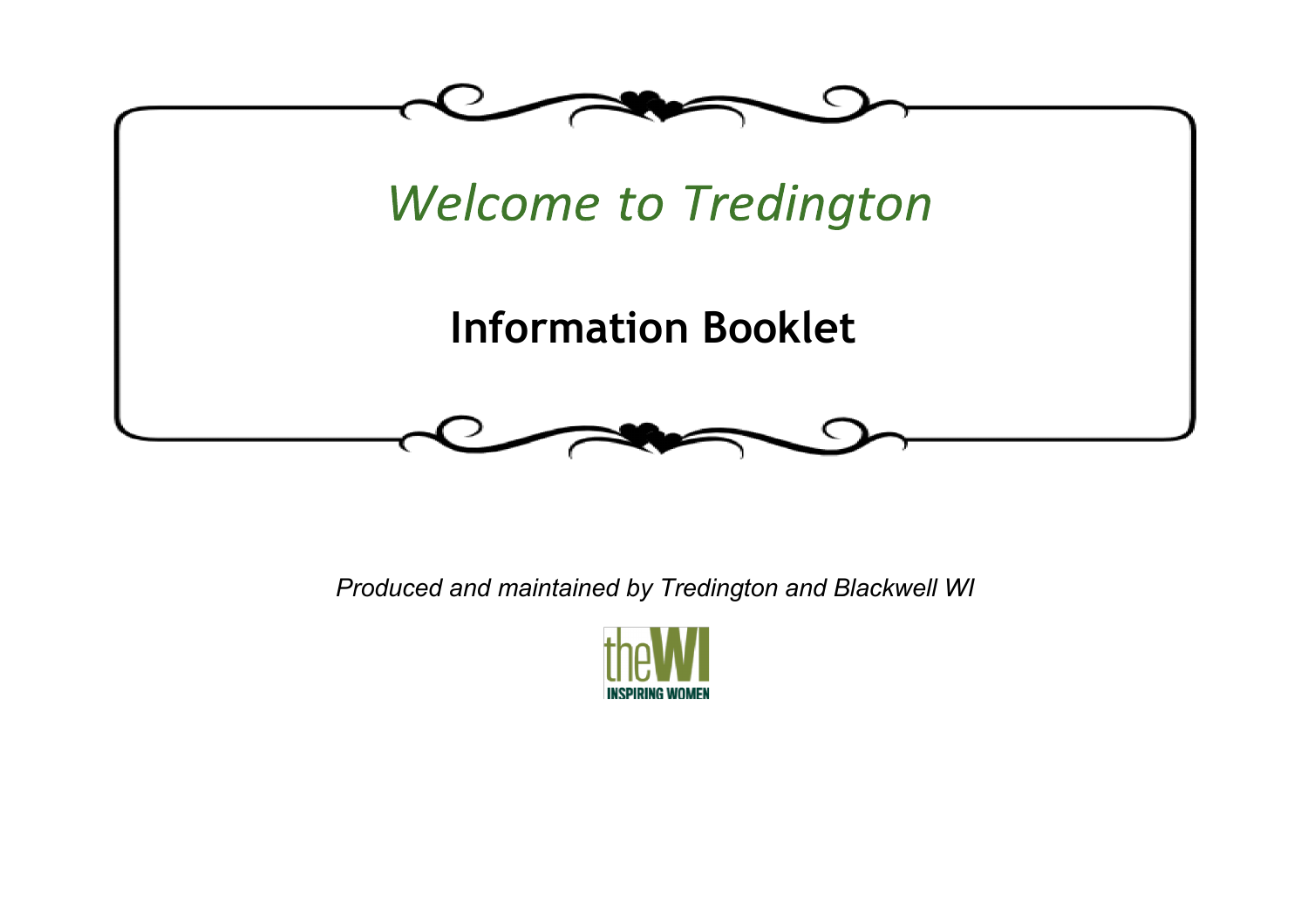# *Welcome to Tredington*

## Information Booklet

*Produced and maintained by Tredington and Blackwell WI*

theWI
INSPIRING WOMEN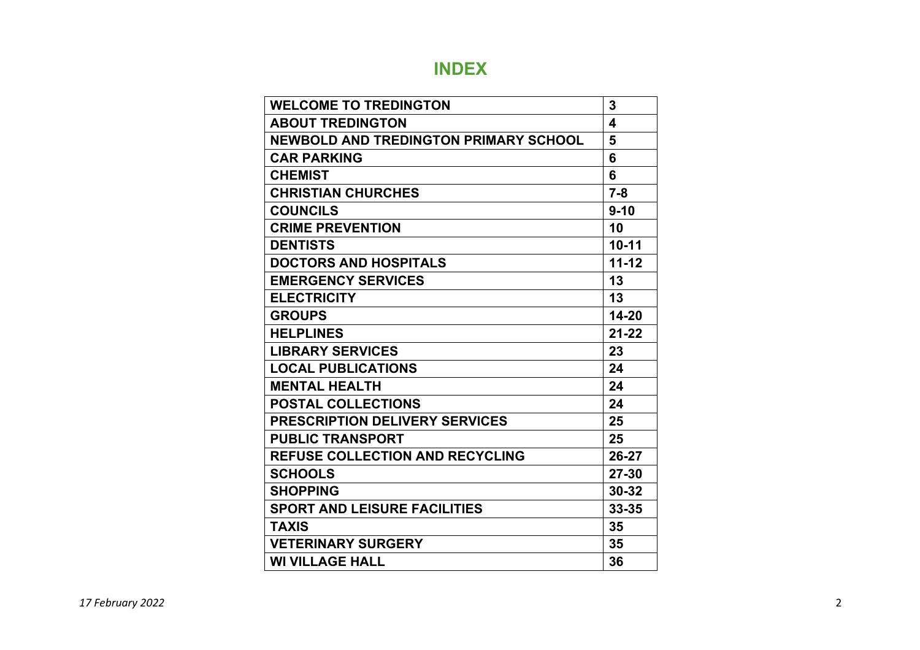# INDEX

| | |
|---|---|
| **WELCOME TO TREDINGTON** | **3** |
| **ABOUT TREDINGTON** | **4** |
| **NEWBOLD AND TREDINGTON PRIMARY SCHOOL** | **5** |
| **CAR PARKING** | **6** |
| **CHEMIST** | **6** |
| **CHRISTIAN CHURCHES** | **7-8** |
| **COUNCILS** | **9-10** |
| **CRIME PREVENTION** | **10** |
| **DENTISTS** | **10-11** |
| **DOCTORS AND HOSPITALS** | **11-12** |
| **EMERGENCY SERVICES** | **13** |
| **ELECTRICITY** | **13** |
| **GROUPS** | **14-20** |
| **HELPLINES** | **21-22** |
| **LIBRARY SERVICES** | **23** |
| **LOCAL PUBLICATIONS** | **24** |
| **MENTAL HEALTH** | **24** |
| **POSTAL COLLECTIONS** | **24** |
| **PRESCRIPTION DELIVERY SERVICES** | **25** |
| **PUBLIC TRANSPORT** | **25** |
| **REFUSE COLLECTION AND RECYCLING** | **26-27** |
| **SCHOOLS** | **27-30** |
| **SHOPPING** | **30-32** |
| **SPORT AND LEISURE FACILITIES** | **33-35** |
| **TAXIS** | **35** |
| **VETERINARY SURGERY** | **35** |
| **WI VILLAGE HALL** | **36** |

*17 February 2022*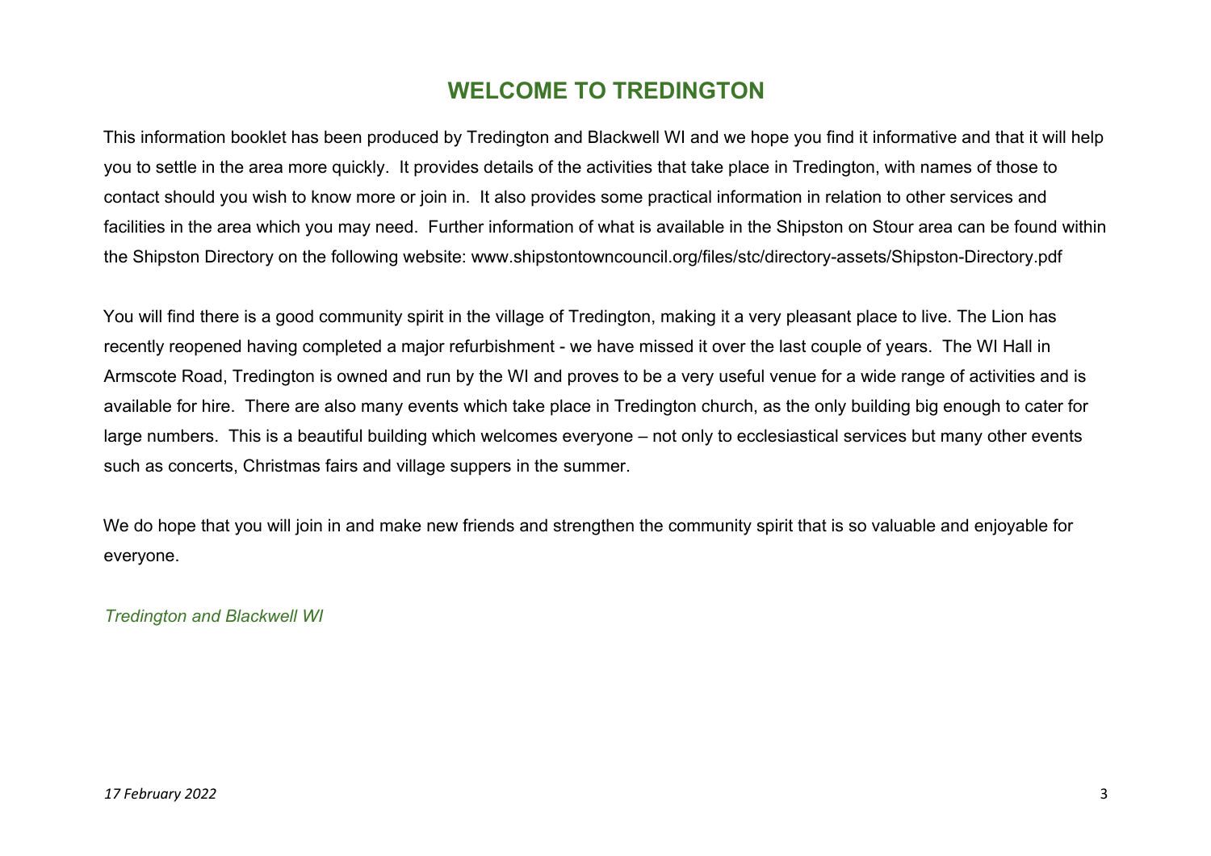# WELCOME TO TREDINGTON

This information booklet has been produced by Tredington and Blackwell WI and we hope you find it informative and that it will help you to settle in the area more quickly. It provides details of the activities that take place in Tredington, with names of those to contact should you wish to know more or join in. It also provides some practical information in relation to other services and facilities in the area which you may need. Further information of what is available in the Shipston on Stour area can be found within the Shipston Directory on the following website: www.shipstontowncouncil.org/files/stc/directory-assets/Shipston-Directory.pdf

You will find there is a good community spirit in the village of Tredington, making it a very pleasant place to live. The Lion has recently reopened having completed a major refurbishment - we have missed it over the last couple of years. The WI Hall in Armscote Road, Tredington is owned and run by the WI and proves to be a very useful venue for a wide range of activities and is available for hire. There are also many events which take place in Tredington church, as the only building big enough to cater for large numbers. This is a beautiful building which welcomes everyone – not only to ecclesiastical services but many other events such as concerts, Christmas fairs and village suppers in the summer.

We do hope that you will join in and make new friends and strengthen the community spirit that is so valuable and enjoyable for everyone.

*Tredington and Blackwell WI*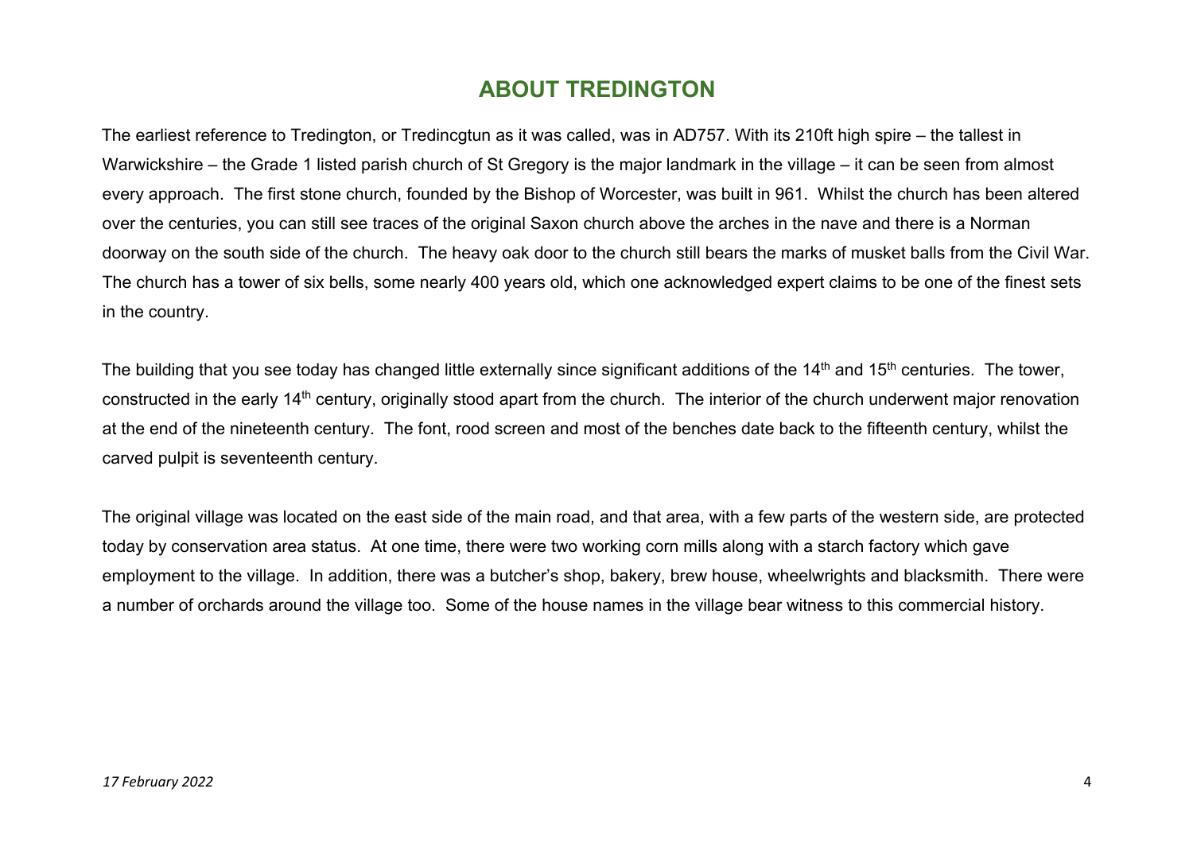# ABOUT TREDINGTON

The earliest reference to Tredington, or Tredincgtun as it was called, was in AD757. With its 210ft high spire – the tallest in Warwickshire – the Grade 1 listed parish church of St Gregory is the major landmark in the village – it can be seen from almost every approach. The first stone church, founded by the Bishop of Worcester, was built in 961. Whilst the church has been altered over the centuries, you can still see traces of the original Saxon church above the arches in the nave and there is a Norman doorway on the south side of the church. The heavy oak door to the church still bears the marks of musket balls from the Civil War. The church has a tower of six bells, some nearly 400 years old, which one acknowledged expert claims to be one of the finest sets in the country.

The building that you see today has changed little externally since significant additions of the 14th and 15th centuries. The tower, constructed in the early 14th century, originally stood apart from the church. The interior of the church underwent major renovation at the end of the nineteenth century. The font, rood screen and most of the benches date back to the fifteenth century, whilst the carved pulpit is seventeenth century.

The original village was located on the east side of the main road, and that area, with a few parts of the western side, are protected today by conservation area status. At one time, there were two working corn mills along with a starch factory which gave employment to the village. In addition, there was a butcher's shop, bakery, brew house, wheelwrights and blacksmith. There were a number of orchards around the village too. Some of the house names in the village bear witness to this commercial history.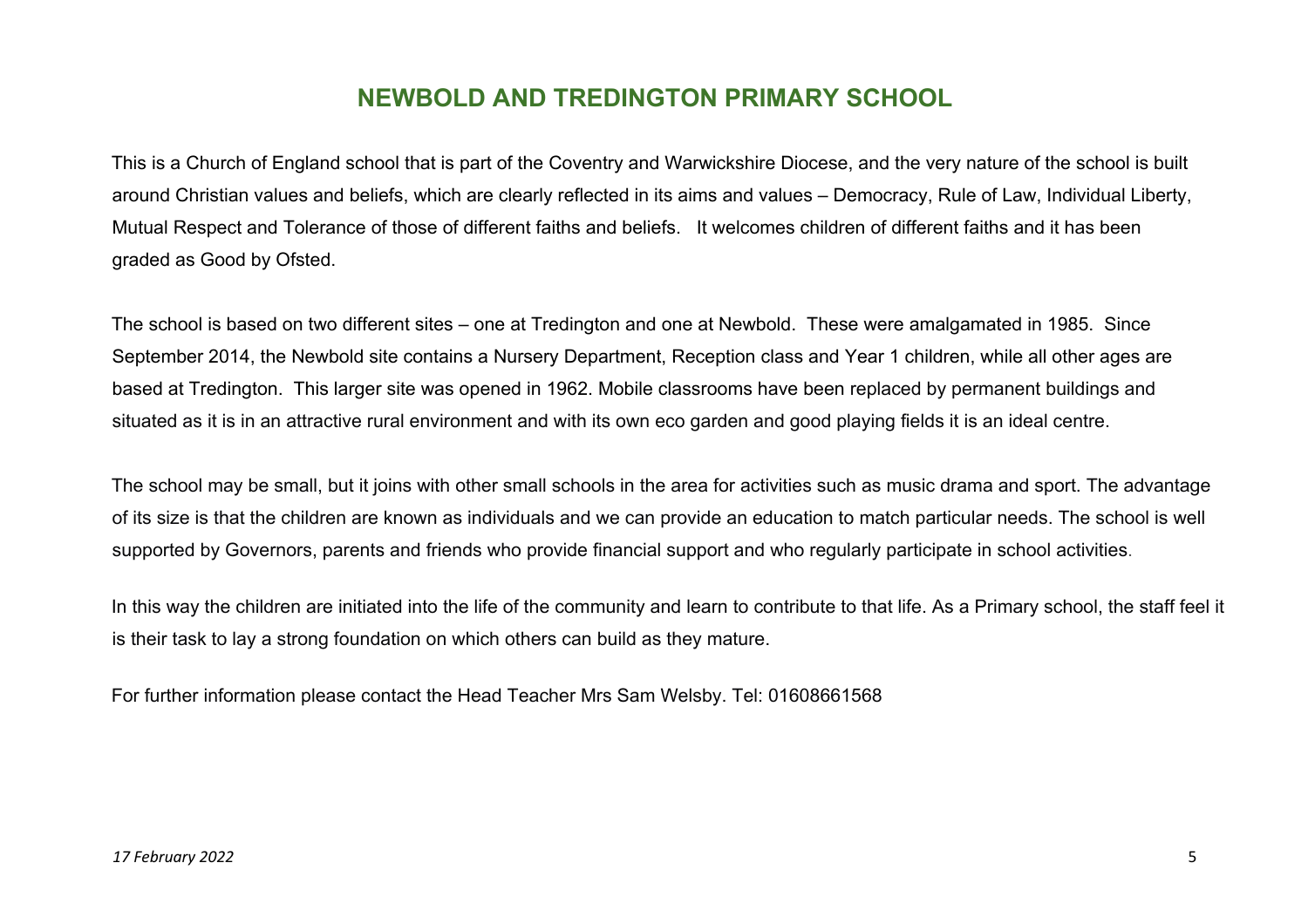# NEWBOLD AND TREDINGTON PRIMARY SCHOOL

This is a Church of England school that is part of the Coventry and Warwickshire Diocese, and the very nature of the school is built around Christian values and beliefs, which are clearly reflected in its aims and values – Democracy, Rule of Law, Individual Liberty, Mutual Respect and Tolerance of those of different faiths and beliefs. It welcomes children of different faiths and it has been graded as Good by Ofsted.

The school is based on two different sites – one at Tredington and one at Newbold. These were amalgamated in 1985. Since September 2014, the Newbold site contains a Nursery Department, Reception class and Year 1 children, while all other ages are based at Tredington. This larger site was opened in 1962. Mobile classrooms have been replaced by permanent buildings and situated as it is in an attractive rural environment and with its own eco garden and good playing fields it is an ideal centre.

The school may be small, but it joins with other small schools in the area for activities such as music drama and sport. The advantage of its size is that the children are known as individuals and we can provide an education to match particular needs. The school is well supported by Governors, parents and friends who provide financial support and who regularly participate in school activities.

In this way the children are initiated into the life of the community and learn to contribute to that life. As a Primary school, the staff feel it is their task to lay a strong foundation on which others can build as they mature.

For further information please contact the Head Teacher Mrs Sam Welsby. Tel: 01608661568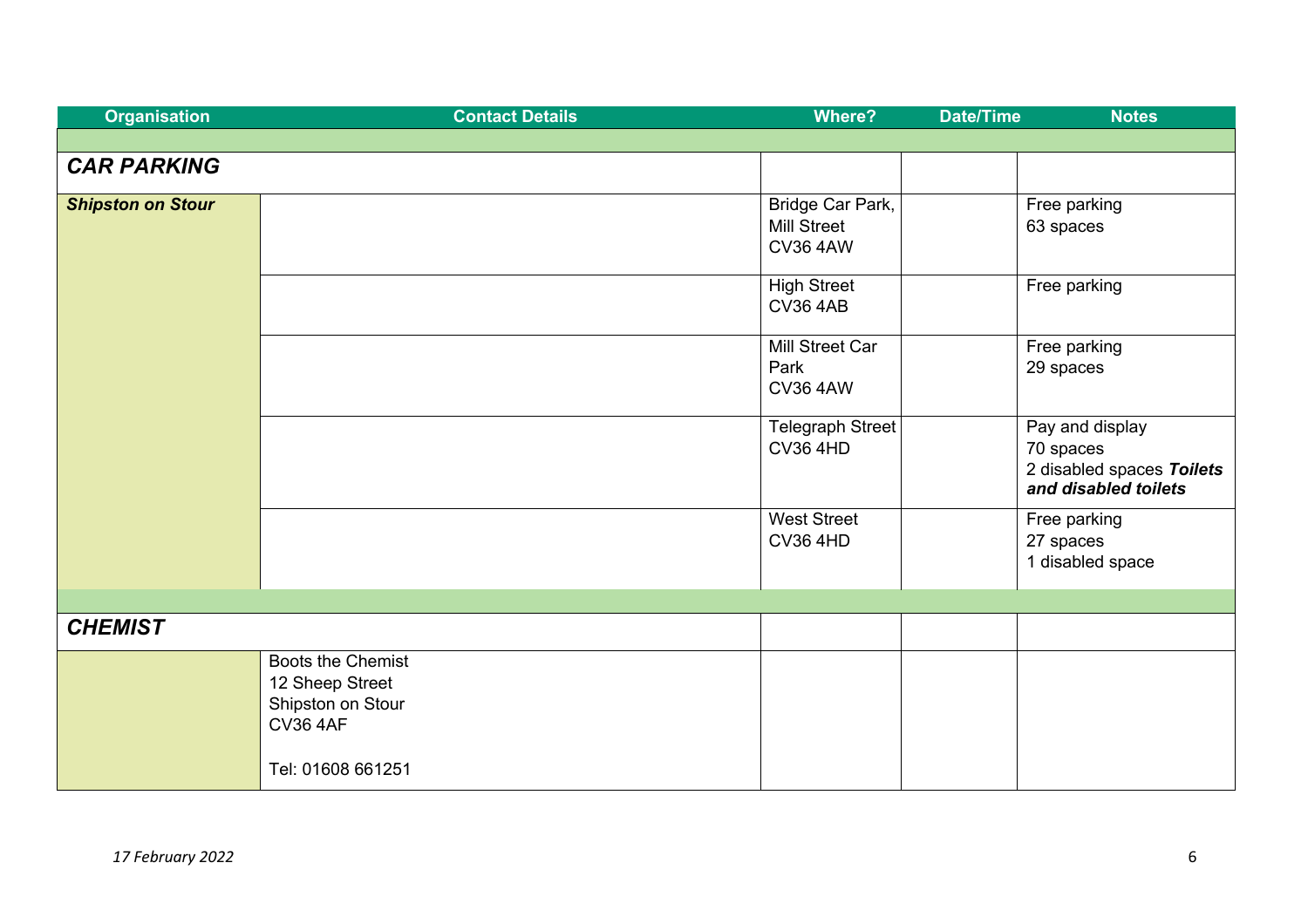| Organisation | Contact Details | Where? | Date/Time | Notes |
|---|---|---|---|---|
| | | | | |
| ***CAR PARKING*** | | | | |
| ***Shipston on Stour*** | | Bridge Car Park, Mill Street CV36 4AW | | Free parking 63 spaces |
| | | High Street CV36 4AB | | Free parking |
| | | Mill Street Car Park CV36 4AW | | Free parking 29 spaces |
| | | Telegraph Street CV36 4HD | | Pay and display 70 spaces 2 disabled spaces ***Toilets and disabled toilets*** |
| | | West Street CV36 4HD | | Free parking 27 spaces 1 disabled space |
| | | | | |
| ***CHEMIST*** | | | | |
| | Boots the Chemist 12 Sheep Street Shipston on Stour CV36 4AF Tel: 01608 661251 | | | |

*17 February 2022*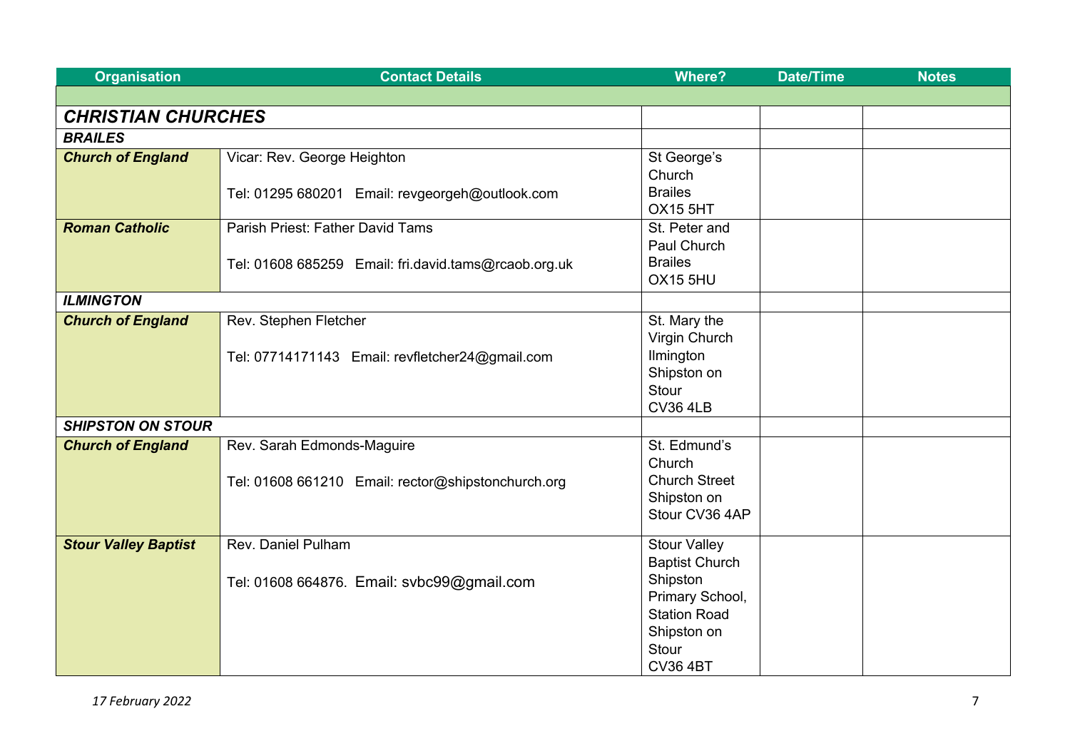| Organisation | Contact Details | Where? | Date/Time | Notes |
|---|---|---|---|---|
| | | | | |
| ***CHRISTIAN CHURCHES*** | | | | |
| ***BRAILES*** | | | | |
| ***Church of England*** | Vicar: Rev. George Heighton<br><br>Tel: 01295 680201 Email: revgeorgeh@outlook.com | St George's Church Brailes OX15 5HT | | |
| ***Roman Catholic*** | Parish Priest: Father David Tams<br><br>Tel: 01608 685259 Email: fri.david.tams@rcaob.org.uk | St. Peter and Paul Church Brailes OX15 5HU | | |
| ***ILMINGTON*** | | | | |
| ***Church of England*** | Rev. Stephen Fletcher<br><br>Tel: 07714171143 Email: revfletcher24@gmail.com | St. Mary the Virgin Church Ilmington Shipston on Stour CV36 4LB | | |
| ***SHIPSTON ON STOUR*** | | | | |
| ***Church of England*** | Rev. Sarah Edmonds-Maguire<br><br>Tel: 01608 661210 Email: rector@shipstonchurch.org | St. Edmund's Church Church Street Shipston on Stour CV36 4AP | | |
| ***Stour Valley Baptist*** | Rev. Daniel Pulham<br><br>Tel: 01608 664876. Email: svbc99@gmail.com | Stour Valley Baptist Church Shipston Primary School, Station Road Shipston on Stour CV36 4BT | | |

*17 February 2022*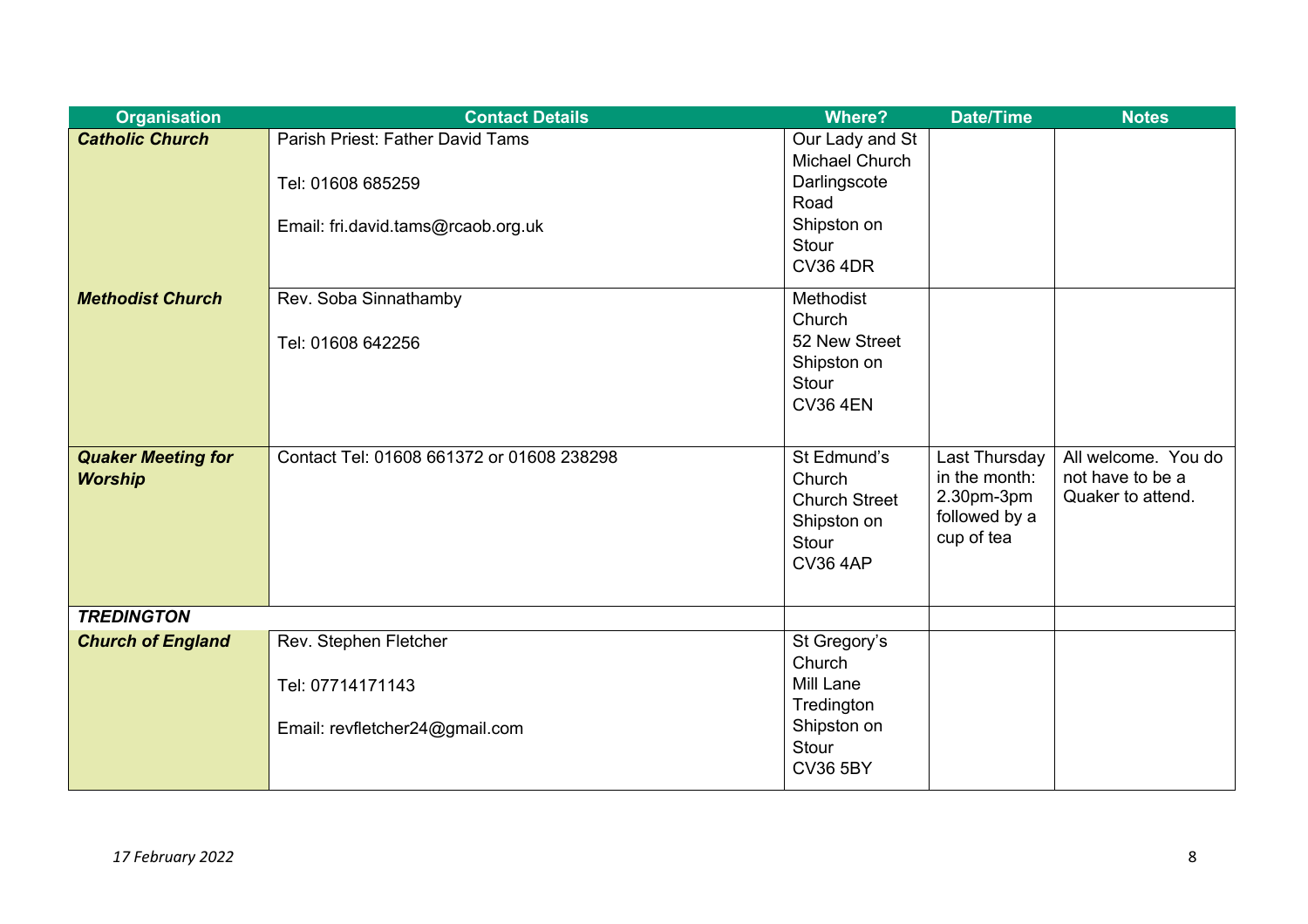| Organisation | Contact Details | Where? | Date/Time | Notes |
|---|---|---|---|---|
| ***Catholic Church*** | Parish Priest: Father David Tams<br><br>Tel: 01608 685259<br><br>Email: fri.david.tams@rcaob.org.uk | Our Lady and St Michael Church<br>Darlingscote Road<br>Shipston on Stour<br>CV36 4DR | | |
| ***Methodist Church*** | Rev. Soba Sinnathamby<br><br>Tel: 01608 642256 | Methodist Church<br>52 New Street<br>Shipston on Stour<br>CV36 4EN | | |
| ***Quaker Meeting for Worship*** | Contact Tel: 01608 661372 or 01608 238298 | St Edmund's Church<br>Church Street<br>Shipston on Stour<br>CV36 4AP | Last Thursday in the month: 2.30pm-3pm followed by a cup of tea | All welcome. You do not have to be a Quaker to attend. |
| ***TREDINGTON*** | | | | |
| ***Church of England*** | Rev. Stephen Fletcher<br><br>Tel: 07714171143<br><br>Email: revfletcher24@gmail.com | St Gregory's Church<br>Mill Lane<br>Tredington<br>Shipston on Stour<br>CV36 5BY | | |

*17 February 2022*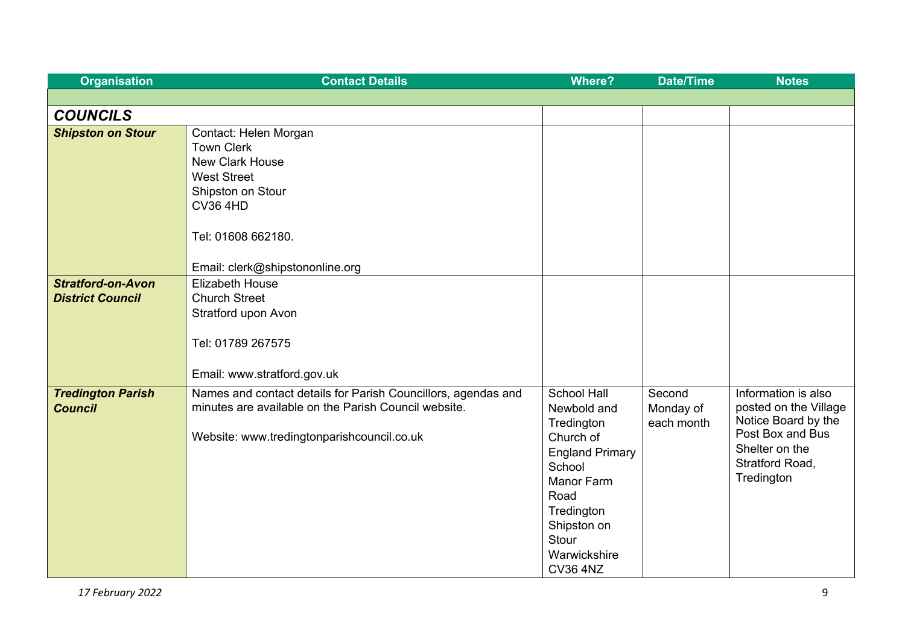| Organisation | Contact Details | Where? | Date/Time | Notes |
|---|---|---|---|---|
| | | | | |
| ***COUNCILS*** | | | | |
| ***Shipston on Stour*** | Contact: Helen Morgan<br>Town Clerk<br>New Clark House<br>West Street<br>Shipston on Stour<br>CV36 4HD<br><br>Tel: 01608 662180.<br><br>Email: clerk@shipstononline.org | | | |
| ***Stratford-on-Avon District Council*** | Elizabeth House<br>Church Street<br>Stratford upon Avon<br><br>Tel: 01789 267575<br><br>Email: www.stratford.gov.uk | | | |
| ***Tredington Parish Council*** | Names and contact details for Parish Councillors, agendas and minutes are available on the Parish Council website.<br><br>Website: www.tredingtonparishcouncil.co.uk | School Hall<br>Newbold and Tredington Church of England Primary School<br>Manor Farm Road<br>Tredington<br>Shipston on Stour<br>Warwickshire<br>CV36 4NZ | Second Monday of each month | Information is also posted on the Village Notice Board by the Post Box and Bus Shelter on the Stratford Road, Tredington |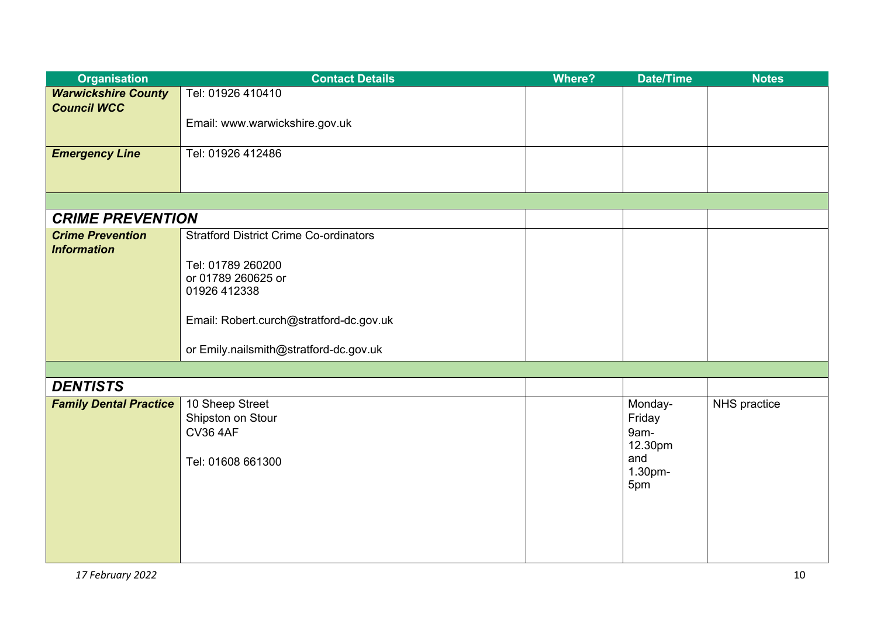| Organisation | Contact Details | Where? | Date/Time | Notes |
|---|---|---|---|---|
| ***Warwickshire County Council WCC*** | Tel: 01926 410410<br><br>Email: www.warwickshire.gov.uk | | | |
| ***Emergency Line*** | Tel: 01926 412486 | | | |
| | | | | |
| ***CRIME PREVENTION*** | | | | |
| ***Crime Prevention Information*** | Stratford District Crime Co-ordinators<br><br>Tel: 01789 260200<br>or 01789 260625 or<br>01926 412338<br><br>Email: Robert.curch@stratford-dc.gov.uk<br><br>or Emily.nailsmith@stratford-dc.gov.uk | | | |
| | | | | |
| ***DENTISTS*** | | | | |
| ***Family Dental Practice*** | 10 Sheep Street<br>Shipston on Stour<br>CV36 4AF<br><br>Tel: 01608 661300 | | Monday-Friday<br>9am-12.30pm and 1.30pm-5pm | NHS practice |

*17 February 2022*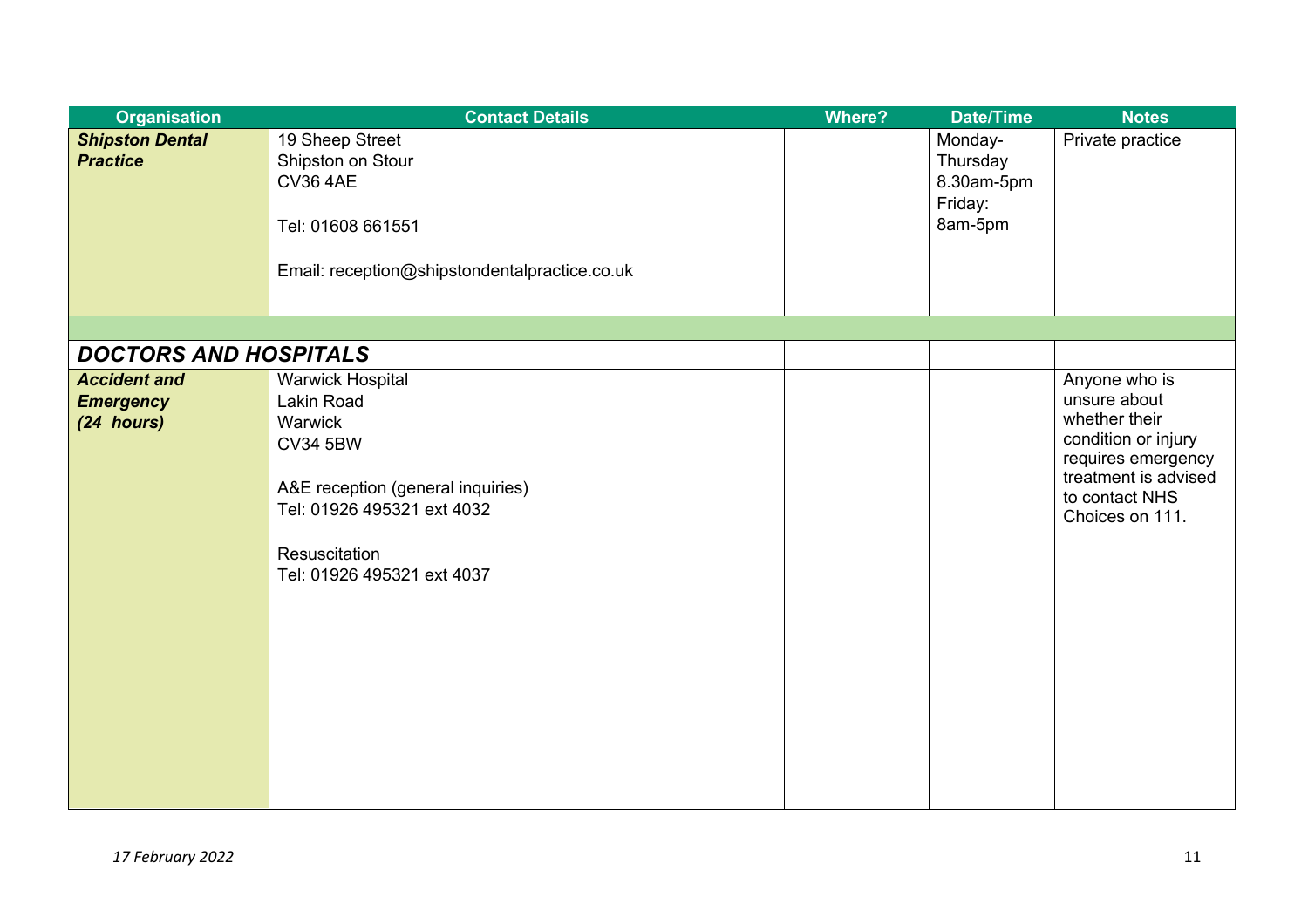| Organisation | Contact Details | Where? | Date/Time | Notes |
|---|---|---|---|---|
| ***Shipston Dental Practice*** | 19 Sheep Street<br>Shipston on Stour<br>CV36 4AE<br><br>Tel: 01608 661551<br><br>Email: reception@shipstondentalpractice.co.uk | | Monday-Thursday<br>8.30am-5pm<br>Friday:<br>8am-5pm | Private practice |
| | | | | |
| ***DOCTORS AND HOSPITALS*** | | | | |
| ***Accident and Emergency (24 hours)*** | Warwick Hospital<br>Lakin Road<br>Warwick<br>CV34 5BW<br><br>A&E reception (general inquiries)<br>Tel: 01926 495321 ext 4032<br><br>Resuscitation<br>Tel: 01926 495321 ext 4037 | | | Anyone who is unsure about whether their condition or injury requires emergency treatment is advised to contact NHS Choices on 111. |

*17 February 2022*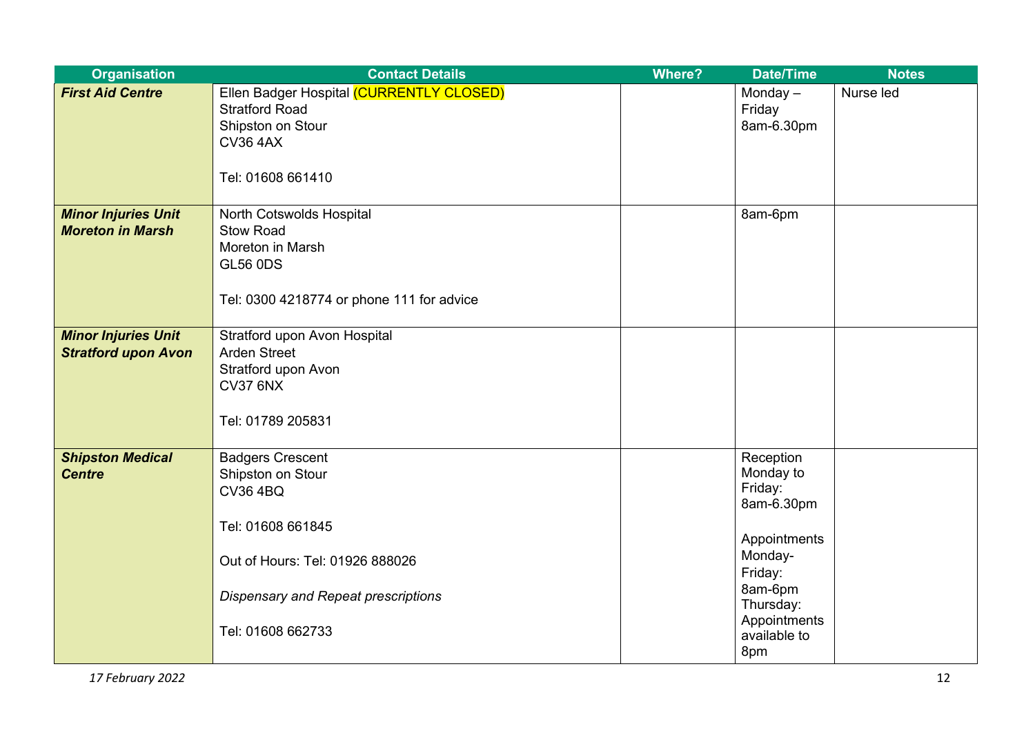| Organisation | Contact Details | Where? | Date/Time | Notes |
|---|---|---|---|---|
| ***First Aid Centre*** | Ellen Badger Hospital (CURRENTLY CLOSED)<br>Stratford Road<br>Shipston on Stour<br>CV36 4AX<br><br>Tel: 01608 661410 | | Monday – Friday<br>8am-6.30pm | Nurse led |
| ***Minor Injuries Unit Moreton in Marsh*** | North Cotswolds Hospital<br>Stow Road<br>Moreton in Marsh<br>GL56 0DS<br><br>Tel: 0300 4218774 or phone 111 for advice | | 8am-6pm | |
| ***Minor Injuries Unit Stratford upon Avon*** | Stratford upon Avon Hospital<br>Arden Street<br>Stratford upon Avon<br>CV37 6NX<br><br>Tel: 01789 205831 | | | |
| ***Shipston Medical Centre*** | Badgers Crescent<br>Shipston on Stour<br>CV36 4BQ<br><br>Tel: 01608 661845<br><br>Out of Hours: Tel: 01926 888026<br><br>*Dispensary and Repeat prescriptions*<br><br>Tel: 01608 662733 | | Reception Monday to Friday: 8am-6.30pm<br><br>Appointments Monday-Friday: 8am-6pm<br>Thursday: Appointments available to 8pm | |

*17 February 2022*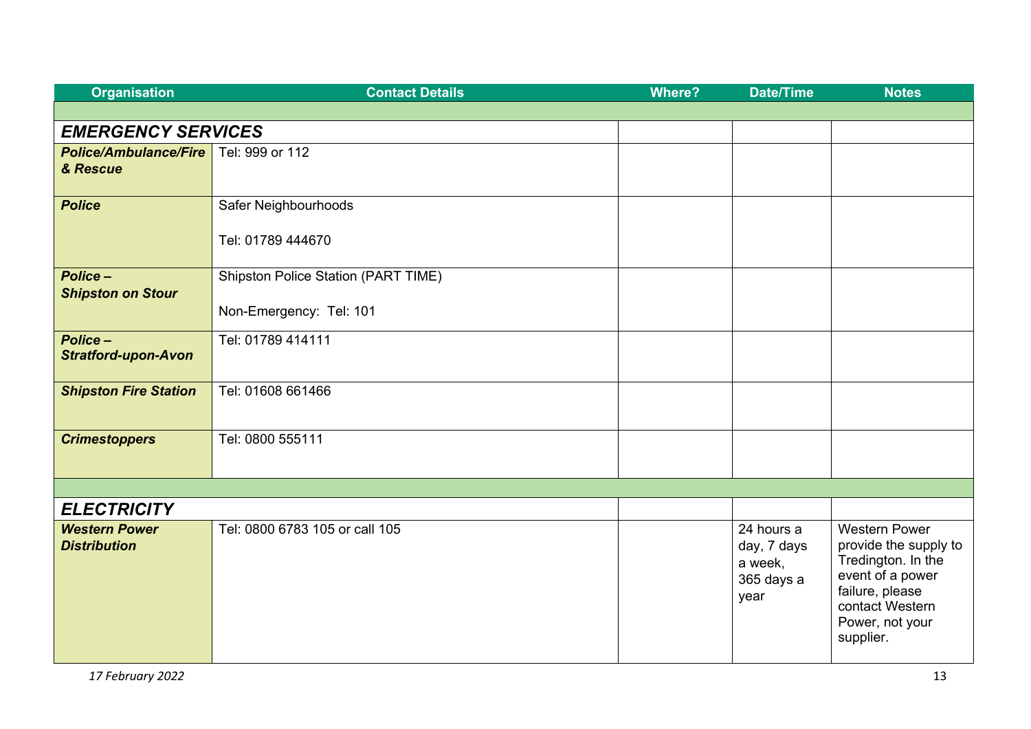| Organisation | Contact Details | Where? | Date/Time | Notes |
|---|---|---|---|---|
| | | | | |
| ***EMERGENCY SERVICES*** | | | | |
| ***Police/Ambulance/Fire & Rescue*** | Tel: 999 or 112 | | | |
| ***Police*** | Safer Neighbourhoods<br><br>Tel: 01789 444670 | | | |
| ***Police – Shipston on Stour*** | Shipston Police Station (PART TIME)<br><br>Non-Emergency: Tel: 101 | | | |
| ***Police – Stratford-upon-Avon*** | Tel: 01789 414111 | | | |
| ***Shipston Fire Station*** | Tel: 01608 661466 | | | |
| ***Crimestoppers*** | Tel: 0800 555111 | | | |
| | | | | |
| ***ELECTRICITY*** | | | | |
| ***Western Power Distribution*** | Tel: 0800 6783 105 or call 105 | | 24 hours a day, 7 days a week, 365 days a year | Western Power provide the supply to Tredington. In the event of a power failure, please contact Western Power, not your supplier. |

*17 February 2022*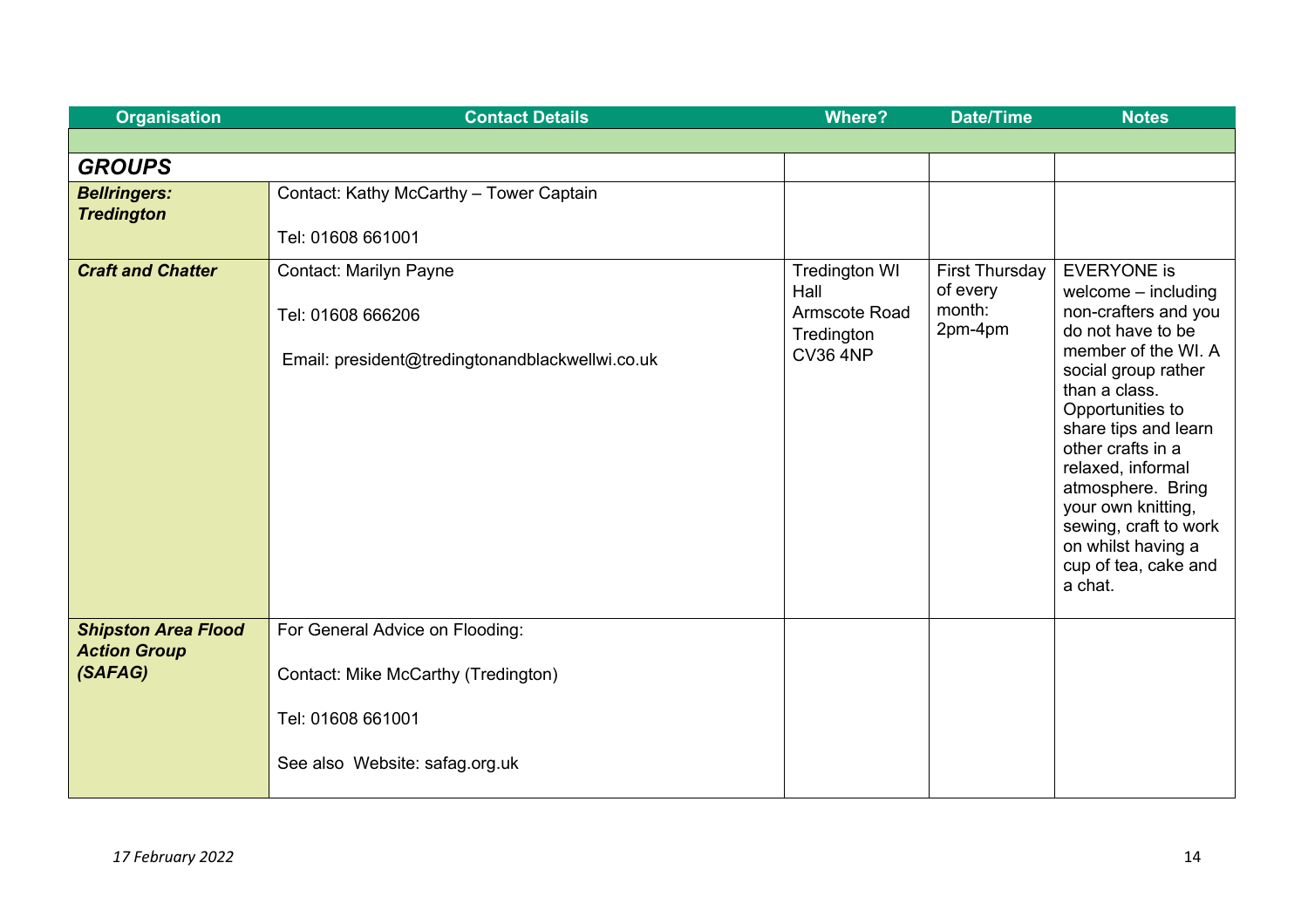| Organisation | Contact Details | Where? | Date/Time | Notes |
|---|---|---|---|---|
| | | | | |
| ***GROUPS*** | | | | |
| ***Bellringers: Tredington*** | Contact: Kathy McCarthy – Tower Captain<br><br>Tel: 01608 661001 | | | |
| ***Craft and Chatter*** | Contact: Marilyn Payne<br><br>Tel: 01608 666206<br><br>Email: president@tredingtonandblackwellwi.co.uk | Tredington WI Hall<br>Armscote Road<br>Tredington<br>CV36 4NP | First Thursday of every month:<br>2pm-4pm | EVERYONE is welcome – including non-crafters and you do not have to be member of the WI. A social group rather than a class. Opportunities to share tips and learn other crafts in a relaxed, informal atmosphere. Bring your own knitting, sewing, craft to work on whilst having a cup of tea, cake and a chat. |
| ***Shipston Area Flood Action Group (SAFAG)*** | For General Advice on Flooding:<br><br>Contact: Mike McCarthy (Tredington)<br><br>Tel: 01608 661001<br><br>See also Website: safag.org.uk | | | |

*17 February 2022*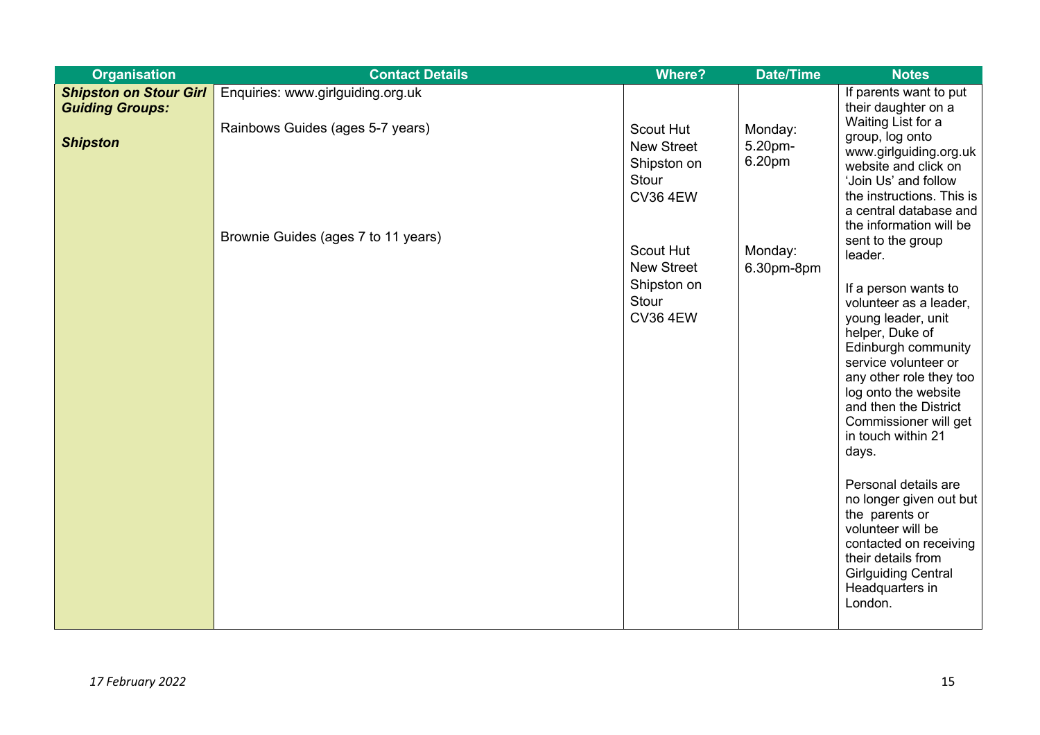| Organisation | Contact Details | Where? | Date/Time | Notes |
|---|---|---|---|---|
| ***Shipston on Stour Girl Guiding Groups:*** | Enquiries: www.girlguiding.org.uk | | | If parents want to put their daughter on a Waiting List for a group, log onto www.girlguiding.org.uk website and click on 'Join Us' and follow the instructions. This is a central database and the information will be sent to the group leader.<br><br>If a person wants to volunteer as a leader, young leader, unit helper, Duke of Edinburgh community service volunteer or any other role they too log onto the website and then the District Commissioner will get in touch within 21 days.<br><br>Personal details are no longer given out but the parents or volunteer will be contacted on receiving their details from Girlguiding Central Headquarters in London. |
| ***Shipston*** | Rainbows Guides (ages 5-7 years) | Scout Hut<br>New Street<br>Shipston on Stour<br>CV36 4EW | Monday:<br>5.20pm-6.20pm | |
| | Brownie Guides (ages 7 to 11 years) | Scout Hut<br>New Street<br>Shipston on Stour<br>CV36 4EW | Monday:<br>6.30pm-8pm | |

*17 February 2022*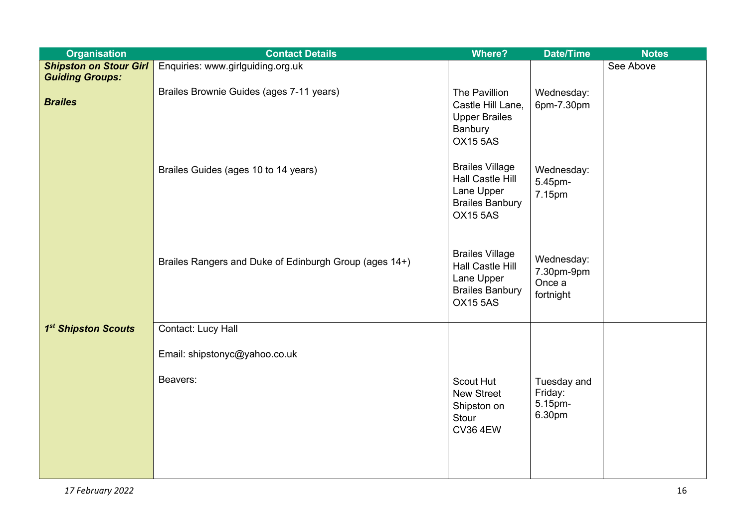| Organisation | Contact Details | Where? | Date/Time | Notes |
|---|---|---|---|---|
| ***Shipston on Stour Girl Guiding Groups:*** | Enquiries: www.girlguiding.org.uk | | | See Above |
| ***Brailes*** | Brailes Brownie Guides (ages 7-11 years) | The Pavillion Castle Hill Lane, Upper Brailes Banbury OX15 5AS | Wednesday: 6pm-7.30pm | |
| | Brailes Guides (ages 10 to 14 years) | Brailes Village Hall Castle Hill Lane Upper Brailes Banbury OX15 5AS | Wednesday: 5.45pm-7.15pm | |
| | Brailes Rangers and Duke of Edinburgh Group (ages 14+) | Brailes Village Hall Castle Hill Lane Upper Brailes Banbury OX15 5AS | Wednesday: 7.30pm-9pm Once a fortnight | |
| ***1st Shipston Scouts*** | Contact: Lucy Hall<br><br>Email: shipstonyc@yahoo.co.uk | | | |
| | Beavers: | Scout Hut New Street Shipston on Stour CV36 4EW | Tuesday and Friday: 5.15pm-6.30pm | |

*17 February 2022*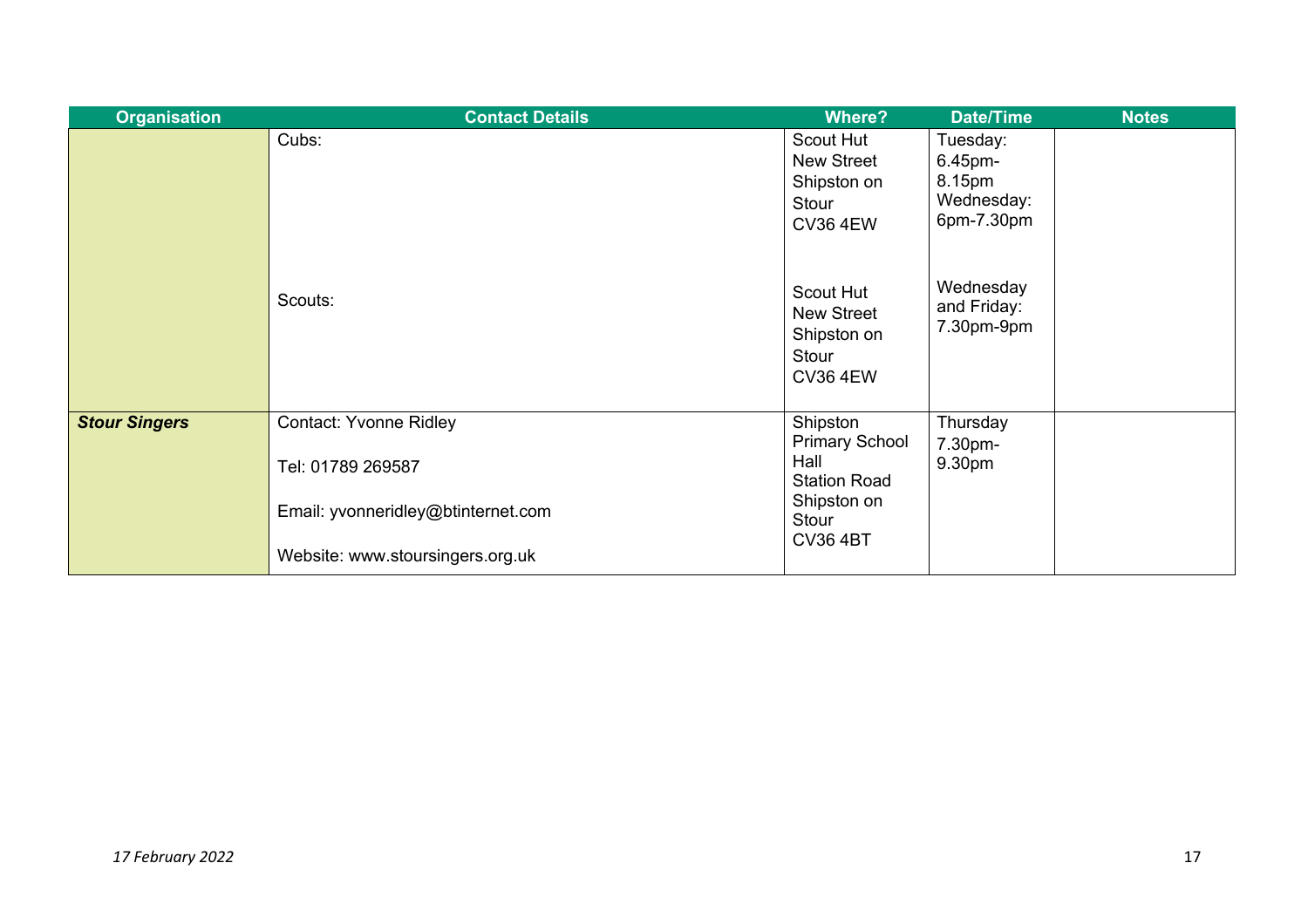| Organisation | Contact Details | Where? | Date/Time | Notes |
|---|---|---|---|---|
| | Cubs: | Scout Hut<br>New Street<br>Shipston on Stour<br>CV36 4EW | Tuesday: 6.45pm-8.15pm<br>Wednesday: 6pm-7.30pm | |
| | Scouts: | Scout Hut<br>New Street<br>Shipston on Stour<br>CV36 4EW | Wednesday and Friday: 7.30pm-9pm | |
| ***Stour Singers*** | Contact: Yvonne Ridley<br><br>Tel: 01789 269587<br><br>Email: yvonneridley@btinternet.com<br><br>Website: www.stoursingers.org.uk | Shipston Primary School Hall<br>Station Road<br>Shipston on Stour<br>CV36 4BT | Thursday 7.30pm-9.30pm | |

*17 February 2022*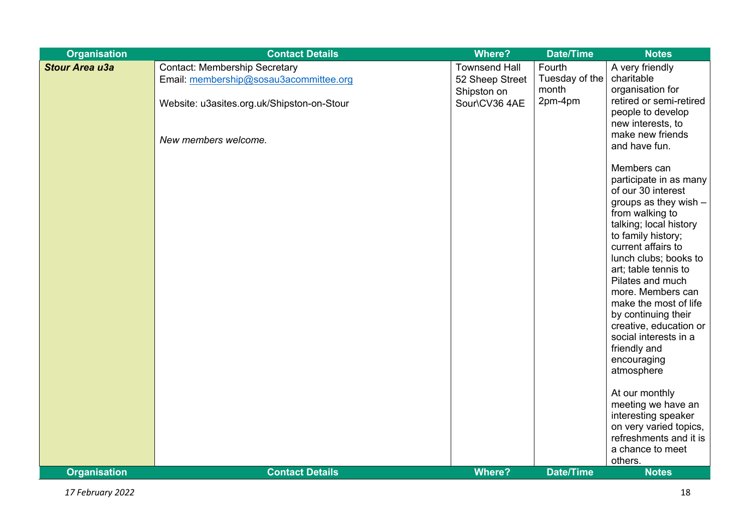| Organisation | Contact Details | Where? | Date/Time | Notes |
|---|---|---|---|---|
| ***Stour Area u3a*** | Contact: Membership Secretary<br>Email: membership@sosau3acommittee.org<br><br>Website: u3asites.org.uk/Shipston-on-Stour<br><br>*New members welcome.* | Townsend Hall<br>52 Sheep Street<br>Shipston on Sour\CV36 4AE | Fourth Tuesday of the month<br>2pm-4pm | A very friendly charitable organisation for retired or semi-retired people to develop new interests, to make new friends and have fun.<br><br>Members can participate in as many of our 30 interest groups as they wish – from walking to talking; local history to family history; current affairs to lunch clubs; books to art; table tennis to Pilates and much more. Members can make the most of life by continuing their creative, education or social interests in a friendly and encouraging atmosphere<br><br>At our monthly meeting we have an interesting speaker on very varied topics, refreshments and it is a chance to meet others. |

17 February 2022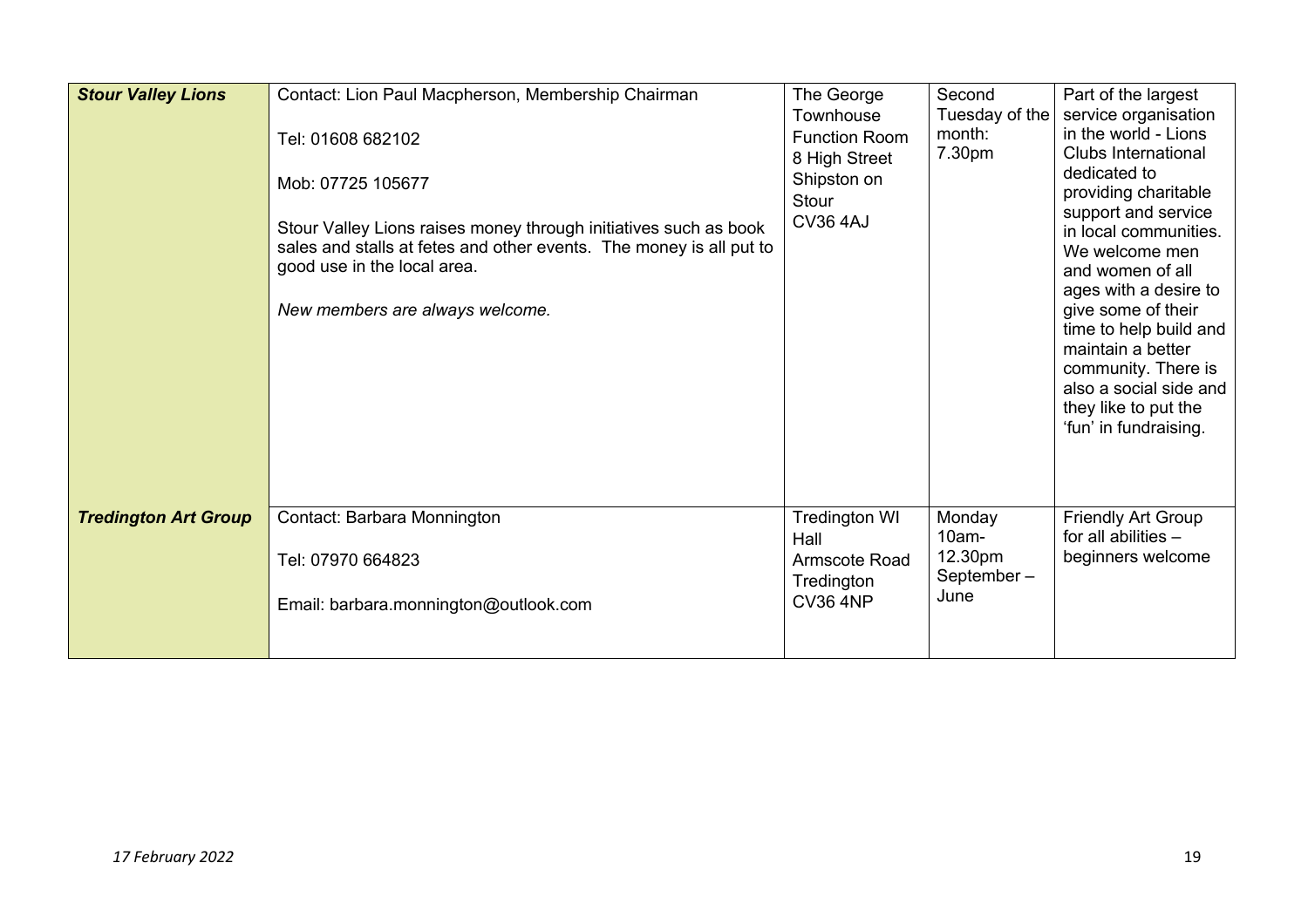| | | | | |
|---|---|---|---|---|
| ***Stour Valley Lions*** | Contact: Lion Paul Macpherson, Membership Chairman<br><br>Tel: 01608 682102<br><br>Mob: 07725 105677<br><br>Stour Valley Lions raises money through initiatives such as book sales and stalls at fetes and other events. The money is all put to good use in the local area.<br><br>*New members are always welcome.* | The George Townhouse Function Room 8 High Street Shipston on Stour CV36 4AJ | Second Tuesday of the month: 7.30pm | Part of the largest service organisation in the world - Lions Clubs International dedicated to providing charitable support and service in local communities. We welcome men and women of all ages with a desire to give some of their time to help build and maintain a better community. There is also a social side and they like to put the 'fun' in fundraising. |
| ***Tredington Art Group*** | Contact: Barbara Monnington<br><br>Tel: 07970 664823<br><br>Email: barbara.monnington@outlook.com | Tredington WI Hall Armscote Road Tredington CV36 4NP | Monday 10am-12.30pm September – June | Friendly Art Group for all abilities – beginners welcome |

*17 February 2022*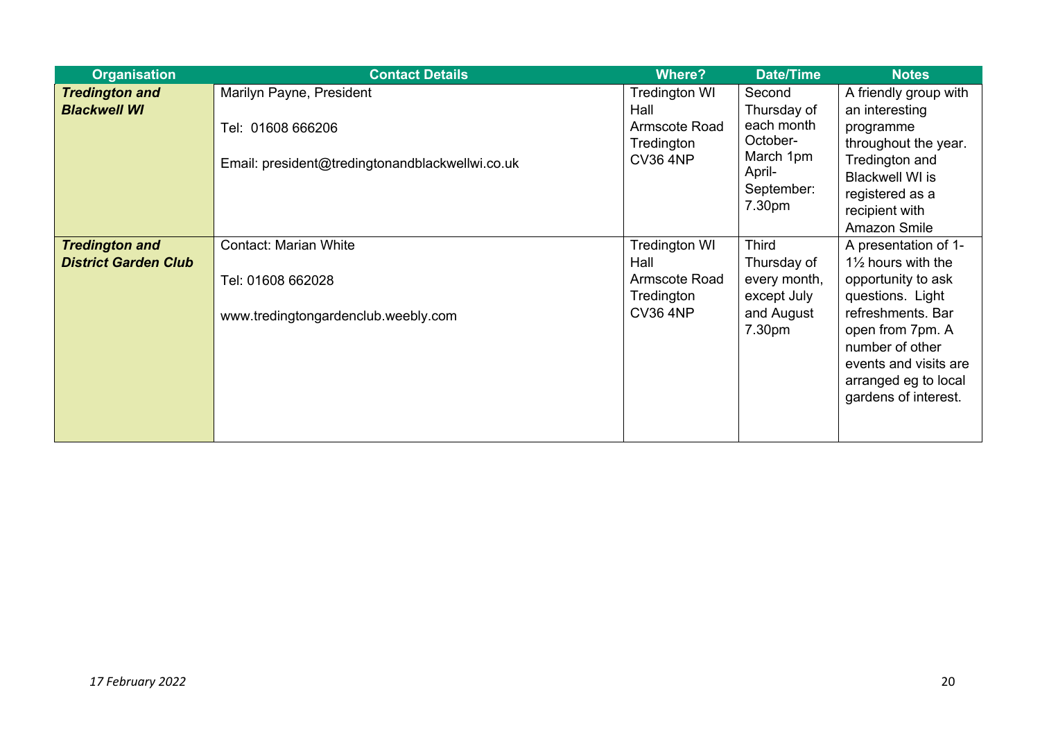| Organisation | Contact Details | Where? | Date/Time | Notes |
|---|---|---|---|---|
| ***Tredington and Blackwell WI*** | Marilyn Payne, President<br><br>Tel: 01608 666206<br><br>Email: president@tredingtonandblackwellwi.co.uk | Tredington WI Hall<br>Armscote Road<br>Tredington<br>CV36 4NP | Second Thursday of each month<br>October-March 1pm<br>April-September: 7.30pm | A friendly group with an interesting programme throughout the year. Tredington and Blackwell WI is registered as a recipient with Amazon Smile |
| ***Tredington and District Garden Club*** | Contact: Marian White<br><br>Tel: 01608 662028<br><br>www.tredingtongardenclub.weebly.com | Tredington WI Hall<br>Armscote Road<br>Tredington<br>CV36 4NP | Third Thursday of every month, except July and August 7.30pm | A presentation of 1-1½ hours with the opportunity to ask questions. Light refreshments. Bar open from 7pm. A number of other events and visits are arranged eg to local gardens of interest. |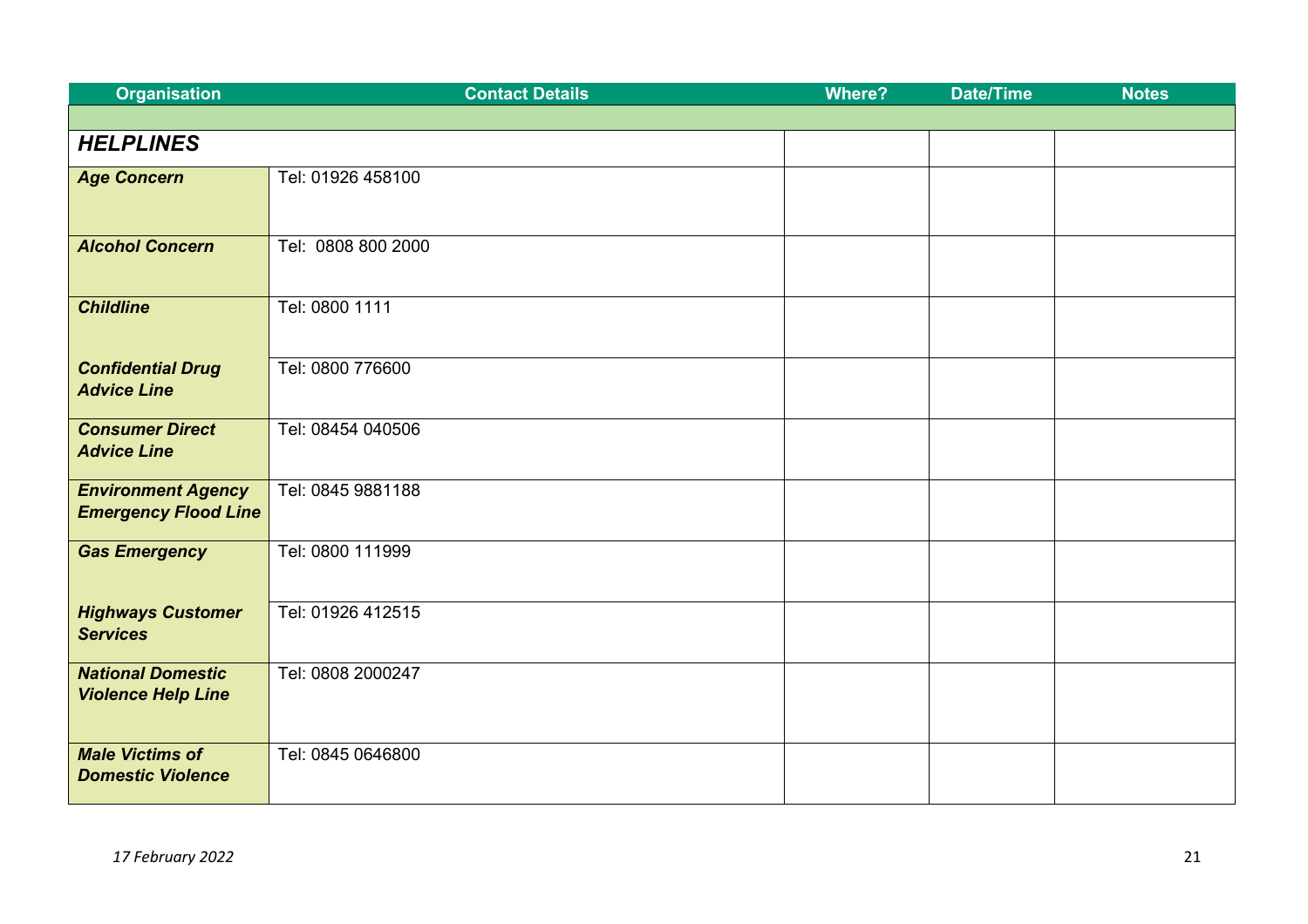| Organisation | Contact Details | Where? | Date/Time | Notes |
|---|---|---|---|---|
| | | | | |
| ***HELPLINES*** | | | | |
| ***Age Concern*** | Tel: 01926 458100 | | | |
| ***Alcohol Concern*** | Tel: 0808 800 2000 | | | |
| ***Childline*** | Tel: 0800 1111 | | | |
| ***Confidential Drug Advice Line*** | Tel: 0800 776600 | | | |
| ***Consumer Direct Advice Line*** | Tel: 08454 040506 | | | |
| ***Environment Agency Emergency Flood Line*** | Tel: 0845 9881188 | | | |
| ***Gas Emergency*** | Tel: 0800 111999 | | | |
| ***Highways Customer Services*** | Tel: 01926 412515 | | | |
| ***National Domestic Violence Help Line*** | Tel: 0808 2000247 | | | |
| ***Male Victims of Domestic Violence*** | Tel: 0845 0646800 | | | |

*17 February 2022*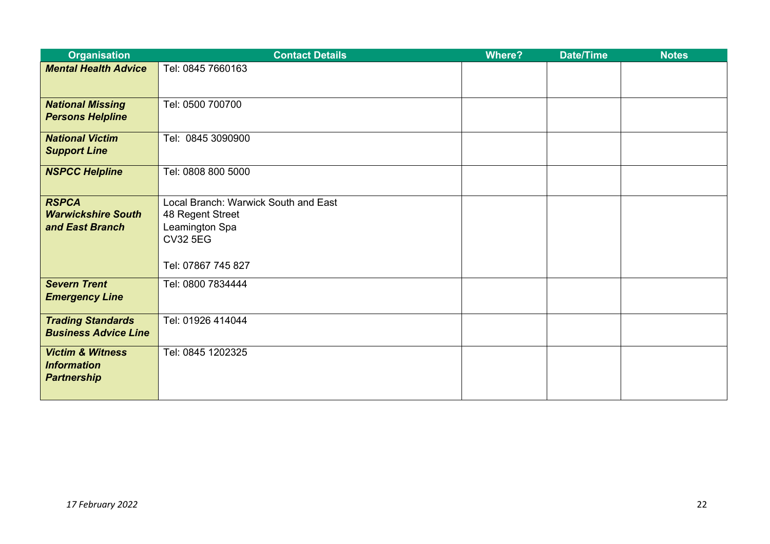| Organisation | Contact Details | Where? | Date/Time | Notes |
|---|---|---|---|---|
| ***Mental Health Advice*** | Tel: 0845 7660163 | | | |
| ***National Missing Persons Helpline*** | Tel: 0500 700700 | | | |
| ***National Victim Support Line*** | Tel: 0845 3090900 | | | |
| ***NSPCC Helpline*** | Tel: 0808 800 5000 | | | |
| ***RSPCA Warwickshire South and East Branch*** | Local Branch: Warwick South and East<br>48 Regent Street<br>Leamington Spa<br>CV32 5EG<br><br>Tel: 07867 745 827 | | | |
| ***Severn Trent Emergency Line*** | Tel: 0800 7834444 | | | |
| ***Trading Standards Business Advice Line*** | Tel: 01926 414044 | | | |
| ***Victim & Witness Information Partnership*** | Tel: 0845 1202325 | | | |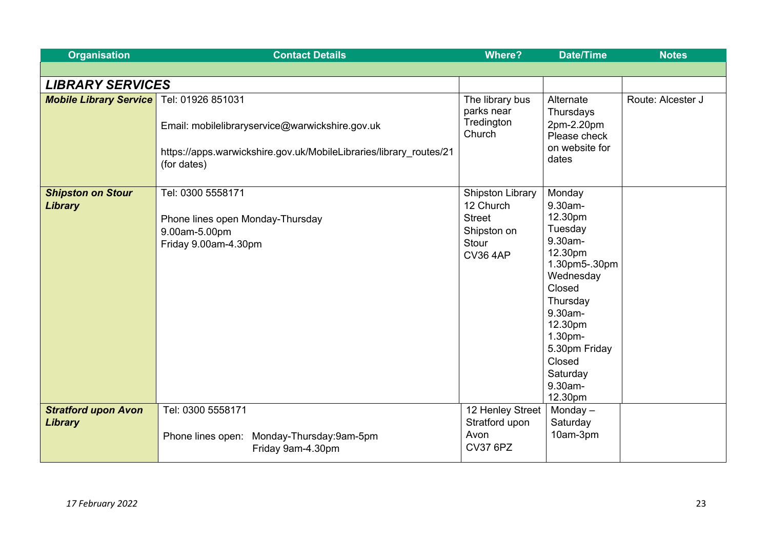| Organisation | Contact Details | Where? | Date/Time | Notes |
| --- | --- | --- | --- | --- |
| | | | | |
| ***LIBRARY SERVICES*** | | | | |
| ***Mobile Library Service*** | Tel: 01926 851031<br><br>Email: mobilelibraryservice@warwickshire.gov.uk<br><br>https://apps.warwickshire.gov.uk/MobileLibraries/library_routes/21 (for dates) | The library bus parks near Tredington Church | Alternate Thursdays 2pm-2.20pm Please check on website for dates | Route: Alcester J |
| ***Shipston on Stour Library*** | Tel: 0300 5558171<br><br>Phone lines open Monday-Thursday 9.00am-5.00pm<br>Friday 9.00am-4.30pm | Shipston Library 12 Church Street Shipston on Stour CV36 4AP | Monday 9.30am-12.30pm Tuesday 9.30am-12.30pm 1.30pm5-.30pm Wednesday Closed Thursday 9.30am-12.30pm 1.30pm-5.30pm Friday Closed Saturday 9.30am-12.30pm | |
| ***Stratford upon Avon Library*** | Tel: 0300 5558171<br><br>Phone lines open: Monday-Thursday:9am-5pm<br>Friday 9am-4.30pm | 12 Henley Street Stratford upon Avon CV37 6PZ | Monday – Saturday 10am-3pm | |

*17 February 2022*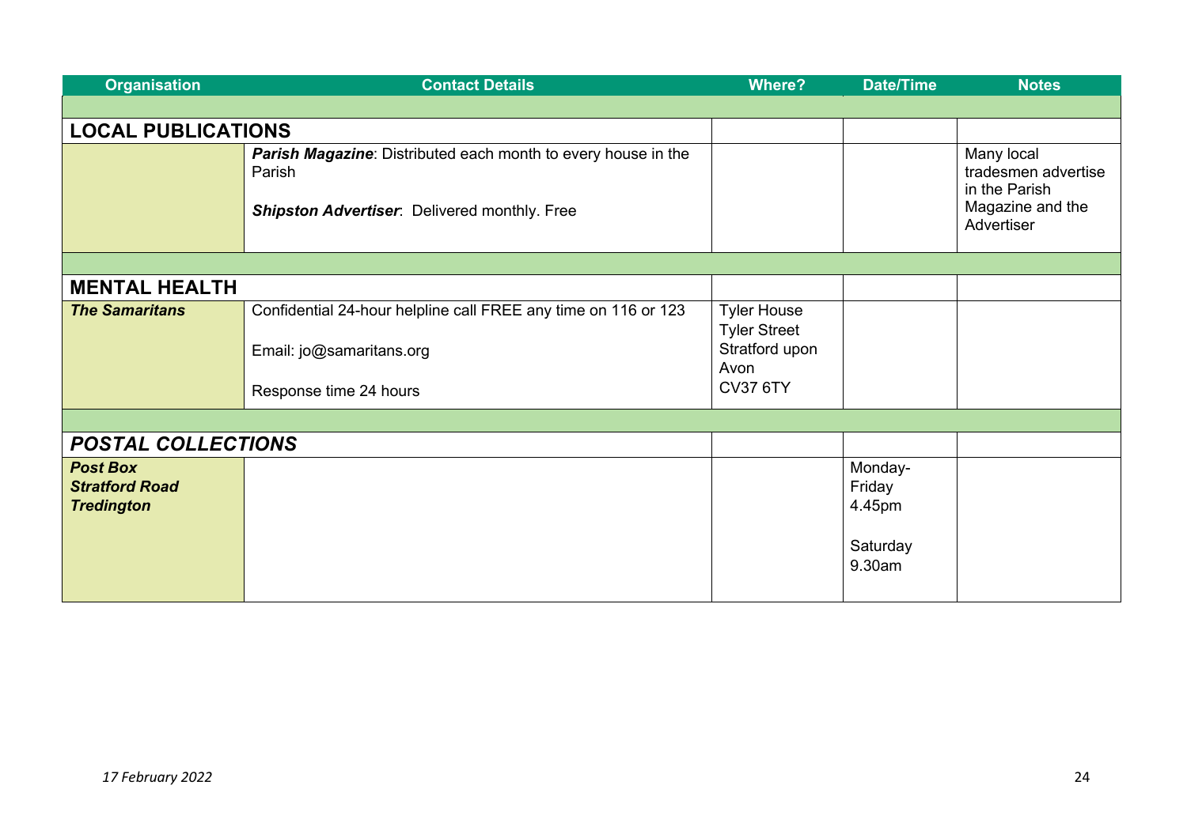| Organisation | Contact Details | Where? | Date/Time | Notes |
|---|---|---|---|---|
| | | | | |
| **LOCAL PUBLICATIONS** | | | | |
| | ***Parish Magazine***: Distributed each month to every house in the Parish<br><br>***Shipston Advertiser***: Delivered monthly. Free | | | Many local tradesmen advertise in the Parish Magazine and the Advertiser |
| | | | | |
| **MENTAL HEALTH** | | | | |
| ***The Samaritans*** | Confidential 24-hour helpline call FREE any time on 116 or 123<br><br>Email: jo@samaritans.org<br><br>Response time 24 hours | Tyler House<br>Tyler Street<br>Stratford upon Avon<br>CV37 6TY | | |
| | | | | |
| ***POSTAL COLLECTIONS*** | | | | |
| ***Post Box***<br>***Stratford Road***<br>***Tredington*** | | | Monday-Friday<br>4.45pm<br><br>Saturday<br>9.30am | |

*17 February 2022*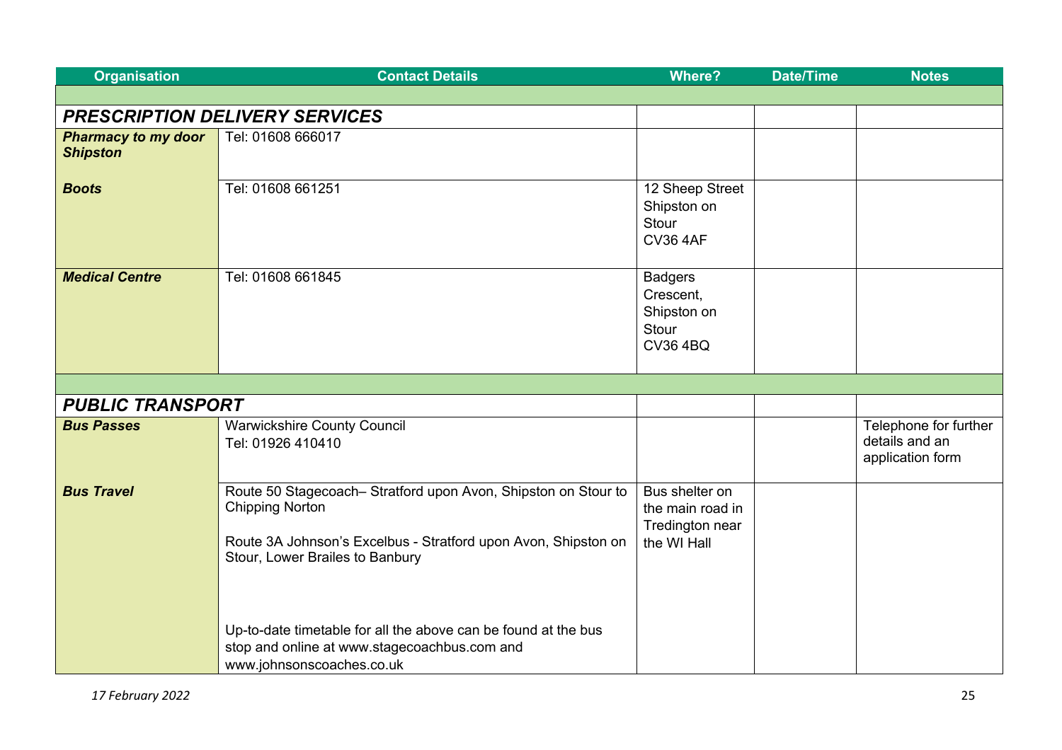| Organisation | Contact Details | Where? | Date/Time | Notes |
|---|---|---|---|---|
| | | | | |
| ***PRESCRIPTION DELIVERY SERVICES*** | | | | |
| ***Pharmacy to my door Shipston*** | Tel: 01608 666017 | | | |
| ***Boots*** | Tel: 01608 661251 | 12 Sheep Street Shipston on Stour CV36 4AF | | |
| ***Medical Centre*** | Tel: 01608 661845 | Badgers Crescent, Shipston on Stour CV36 4BQ | | |
| | | | | |
| ***PUBLIC TRANSPORT*** | | | | |
| ***Bus Passes*** | Warwickshire County Council<br>Tel: 01926 410410 | | | Telephone for further details and an application form |
| ***Bus Travel*** | Route 50 Stagecoach– Stratford upon Avon, Shipston on Stour to Chipping Norton<br><br>Route 3A Johnson's Excelbus - Stratford upon Avon, Shipston on Stour, Lower Brailes to Banbury<br><br>Up-to-date timetable for all the above can be found at the bus stop and online at www.stagecoachbus.com and www.johnsonscoaches.co.uk | Bus shelter on the main road in Tredington near the WI Hall | | |

*17 February 2022*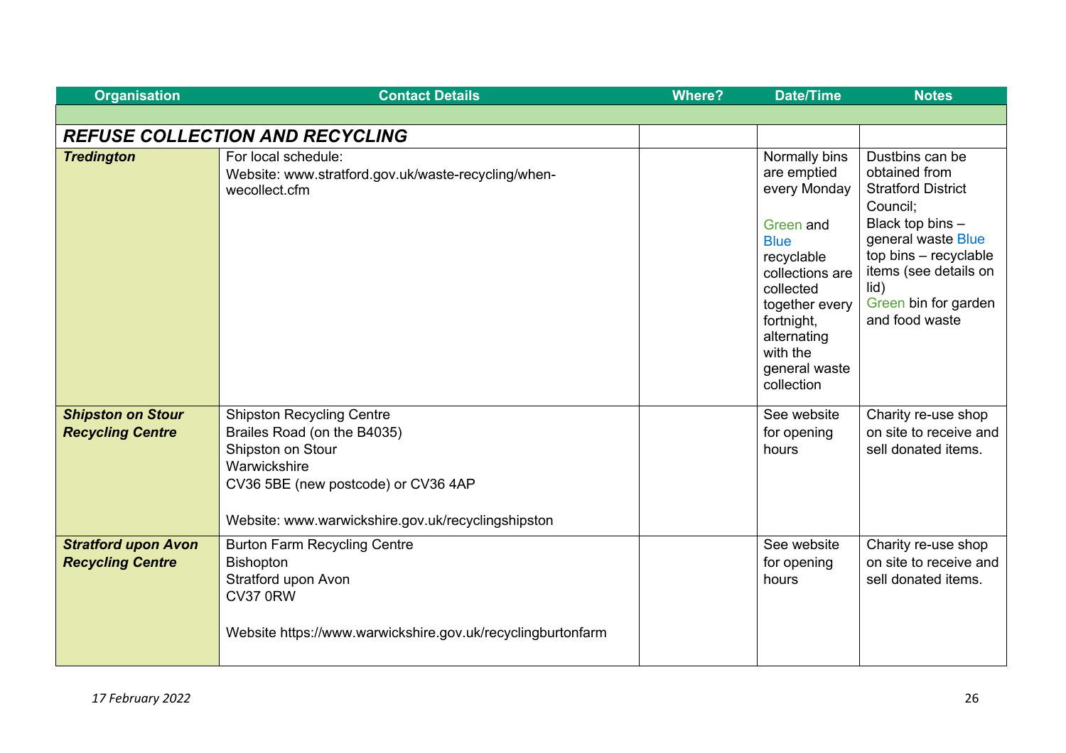| Organisation | Contact Details | Where? | Date/Time | Notes |
|---|---|---|---|---|
| | | | | |
| ***REFUSE COLLECTION AND RECYCLING*** | | | | |
| ***Tredington*** | For local schedule:<br>Website: www.stratford.gov.uk/waste-recycling/when-wecollect.cfm | | Normally bins are emptied every Monday<br><br>Green and Blue recyclable collections are collected together every fortnight, alternating with the general waste collection | Dustbins can be obtained from Stratford District Council;<br>Black top bins – general waste Blue top bins – recyclable items (see details on lid)<br>Green bin for garden and food waste |
| ***Shipston on Stour Recycling Centre*** | Shipston Recycling Centre<br>Brailes Road (on the B4035)<br>Shipston on Stour<br>Warwickshire<br>CV36 5BE (new postcode) or CV36 4AP<br><br>Website: www.warwickshire.gov.uk/recyclingshipston | | See website for opening hours | Charity re-use shop on site to receive and sell donated items. |
| ***Stratford upon Avon Recycling Centre*** | Burton Farm Recycling Centre<br>Bishopton<br>Stratford upon Avon<br>CV37 0RW<br><br>Website https://www.warwickshire.gov.uk/recyclingburtonfarm | | See website for opening hours | Charity re-use shop on site to receive and sell donated items. |

*17 February 2022*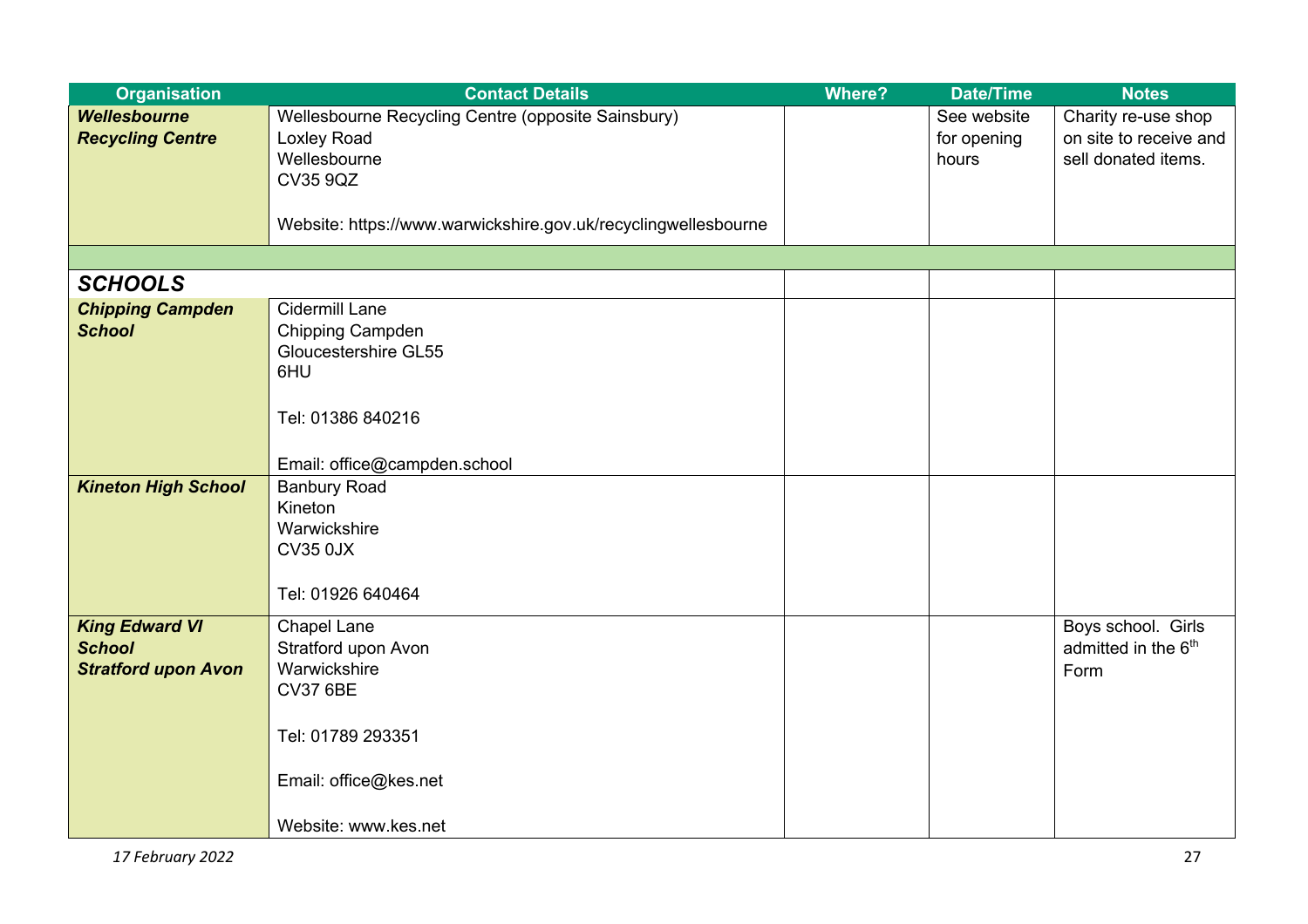| Organisation | Contact Details | Where? | Date/Time | Notes |
|---|---|---|---|---|
| ***Wellesbourne Recycling Centre*** | Wellesbourne Recycling Centre (opposite Sainsbury)<br>Loxley Road<br>Wellesbourne<br>CV35 9QZ<br><br>Website: https://www.warwickshire.gov.uk/recyclingwellesbourne | | See website for opening hours | Charity re-use shop on site to receive and sell donated items. |
| | | | | |
| ***SCHOOLS*** | | | | |
| ***Chipping Campden School*** | Cidermill Lane<br>Chipping Campden<br>Gloucestershire GL55<br>6HU<br><br>Tel: 01386 840216<br><br>Email: office@campden.school | | | |
| ***Kineton High School*** | Banbury Road<br>Kineton<br>Warwickshire<br>CV35 0JX<br><br>Tel: 01926 640464 | | | |
| ***King Edward VI School Stratford upon Avon*** | Chapel Lane<br>Stratford upon Avon<br>Warwickshire<br>CV37 6BE<br><br>Tel: 01789 293351<br><br>Email: office@kes.net<br><br>Website: www.kes.net | | | Boys school. Girls admitted in the 6th Form |

*17 February 2022*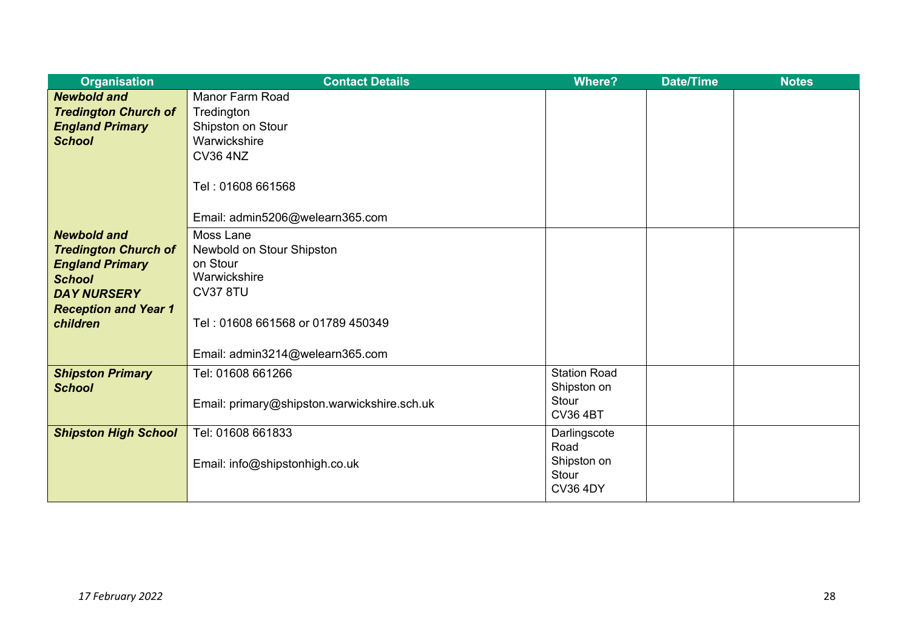| Organisation | Contact Details | Where? | Date/Time | Notes |
|---|---|---|---|---|
| ***Newbold and Tredington Church of England Primary School*** | Manor Farm Road<br>Tredington<br>Shipston on Stour<br>Warwickshire<br>CV36 4NZ<br><br>Tel : 01608 661568<br><br>Email: admin5206@welearn365.com | | | |
| ***Newbold and Tredington Church of England Primary School DAY NURSERY Reception and Year 1 children*** | Moss Lane<br>Newbold on Stour Shipston on Stour<br>Warwickshire<br>CV37 8TU<br><br>Tel : 01608 661568 or 01789 450349<br><br>Email: admin3214@welearn365.com | | | |
| ***Shipston Primary School*** | Tel: 01608 661266<br><br>Email: primary@shipston.warwickshire.sch.uk | Station Road Shipston on Stour<br>CV36 4BT | | |
| ***Shipston High School*** | Tel: 01608 661833<br><br>Email: info@shipstonhigh.co.uk | Darlingscote Road Shipston on Stour<br>CV36 4DY | | |

*17 February 2022*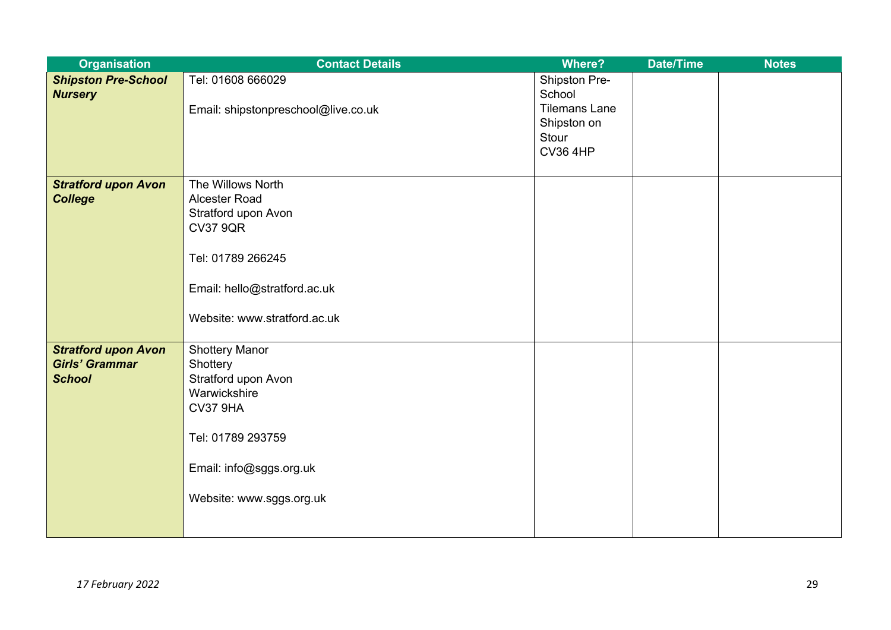| Organisation | Contact Details | Where? | Date/Time | Notes |
|---|---|---|---|---|
| ***Shipston Pre-School Nursery*** | Tel: 01608 666029<br><br>Email: shipstonpreschool@live.co.uk | Shipston Pre-School<br>Tilemans Lane<br>Shipston on Stour<br>CV36 4HP | | |
| ***Stratford upon Avon College*** | The Willows North<br>Alcester Road<br>Stratford upon Avon<br>CV37 9QR<br><br>Tel: 01789 266245<br><br>Email: hello@stratford.ac.uk<br><br>Website: www.stratford.ac.uk | | | |
| ***Stratford upon Avon Girls' Grammar School*** | Shottery Manor<br>Shottery<br>Stratford upon Avon<br>Warwickshire<br>CV37 9HA<br><br>Tel: 01789 293759<br><br>Email: info@sggs.org.uk<br><br>Website: www.sggs.org.uk | | | |

*17 February 2022*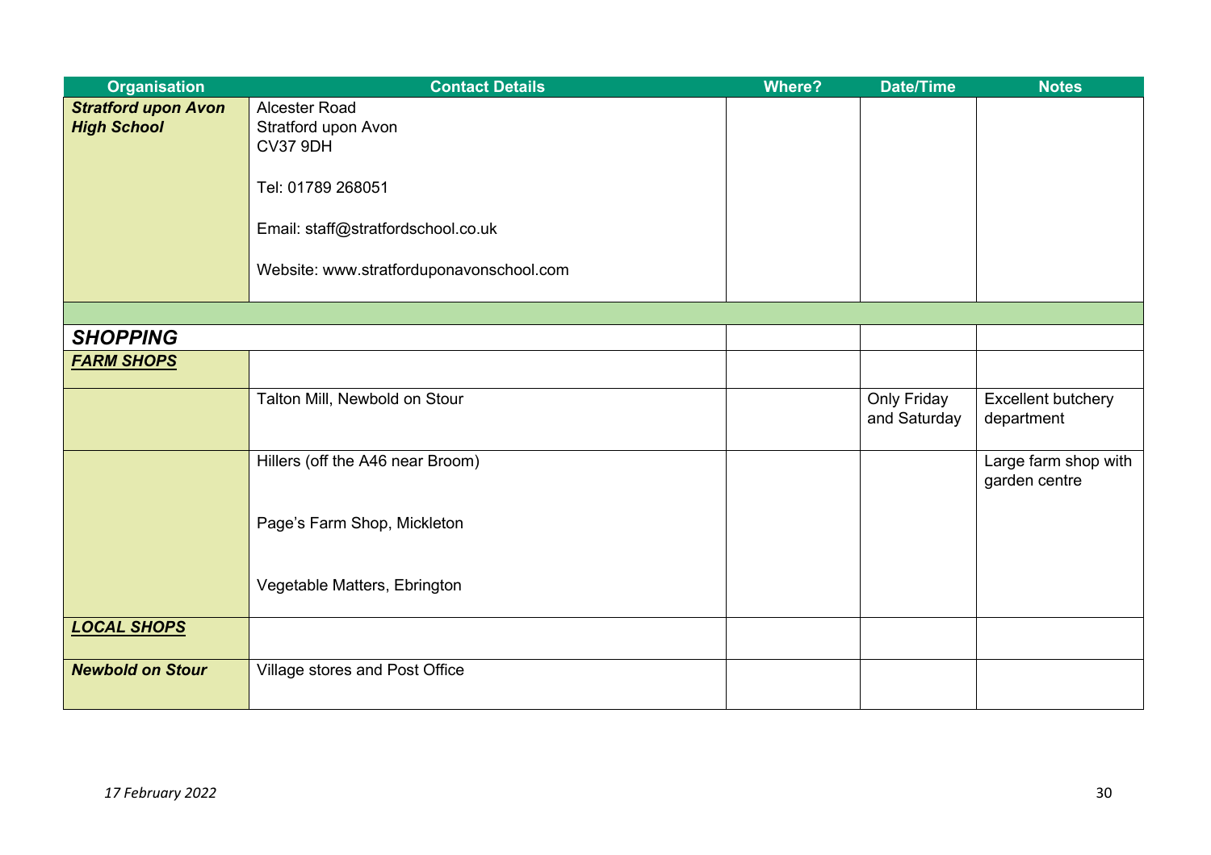| Organisation | Contact Details | Where? | Date/Time | Notes |
|---|---|---|---|---|
| ***Stratford upon Avon High School*** | Alcester Road<br>Stratford upon Avon<br>CV37 9DH<br><br>Tel: 01789 268051<br><br>Email: staff@stratfordschool.co.uk<br><br>Website: www.stratforduponavonschool.com | | | |
| | | | | |
| ***SHOPPING*** | | | | |
| ***FARM SHOPS*** | | | | |
| | Talton Mill, Newbold on Stour | | Only Friday and Saturday | Excellent butchery department |
| | Hillers (off the A46 near Broom)<br><br>Page's Farm Shop, Mickleton<br><br>Vegetable Matters, Ebrington | | | Large farm shop with garden centre |
| ***LOCAL SHOPS*** | | | | |
| ***Newbold on Stour*** | Village stores and Post Office | | | |

*17 February 2022*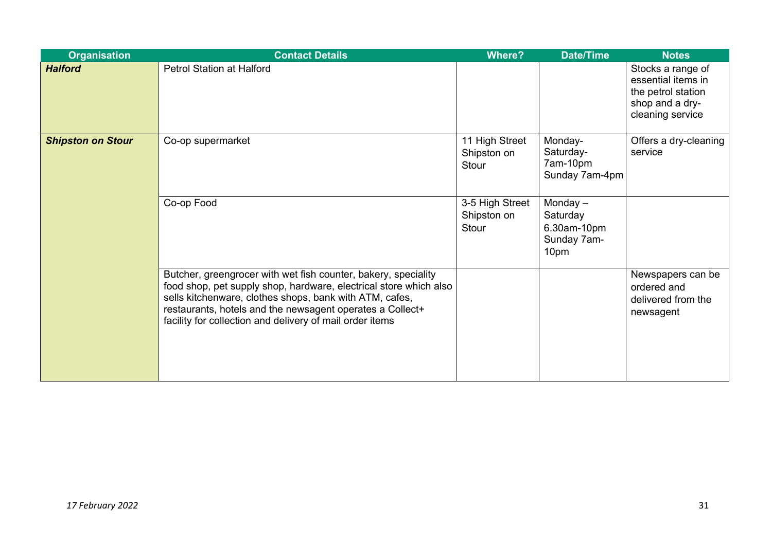| Organisation | Contact Details | Where? | Date/Time | Notes |
|---|---|---|---|---|
| ***Halford*** | Petrol Station at Halford | | | Stocks a range of essential items in the petrol station shop and a dry-cleaning service |
| ***Shipston on Stour*** | Co-op supermarket | 11 High Street Shipston on Stour | Monday-Saturday- 7am-10pm Sunday 7am-4pm | Offers a dry-cleaning service |
| | Co-op Food | 3-5 High Street Shipston on Stour | Monday – Saturday 6.30am-10pm Sunday 7am-10pm | |
| | Butcher, greengrocer with wet fish counter, bakery, speciality food shop, pet supply shop, hardware, electrical store which also sells kitchenware, clothes shops, bank with ATM, cafes, restaurants, hotels and the newsagent operates a Collect+ facility for collection and delivery of mail order items | | | Newspapers can be ordered and delivered from the newsagent |

*17 February 2022*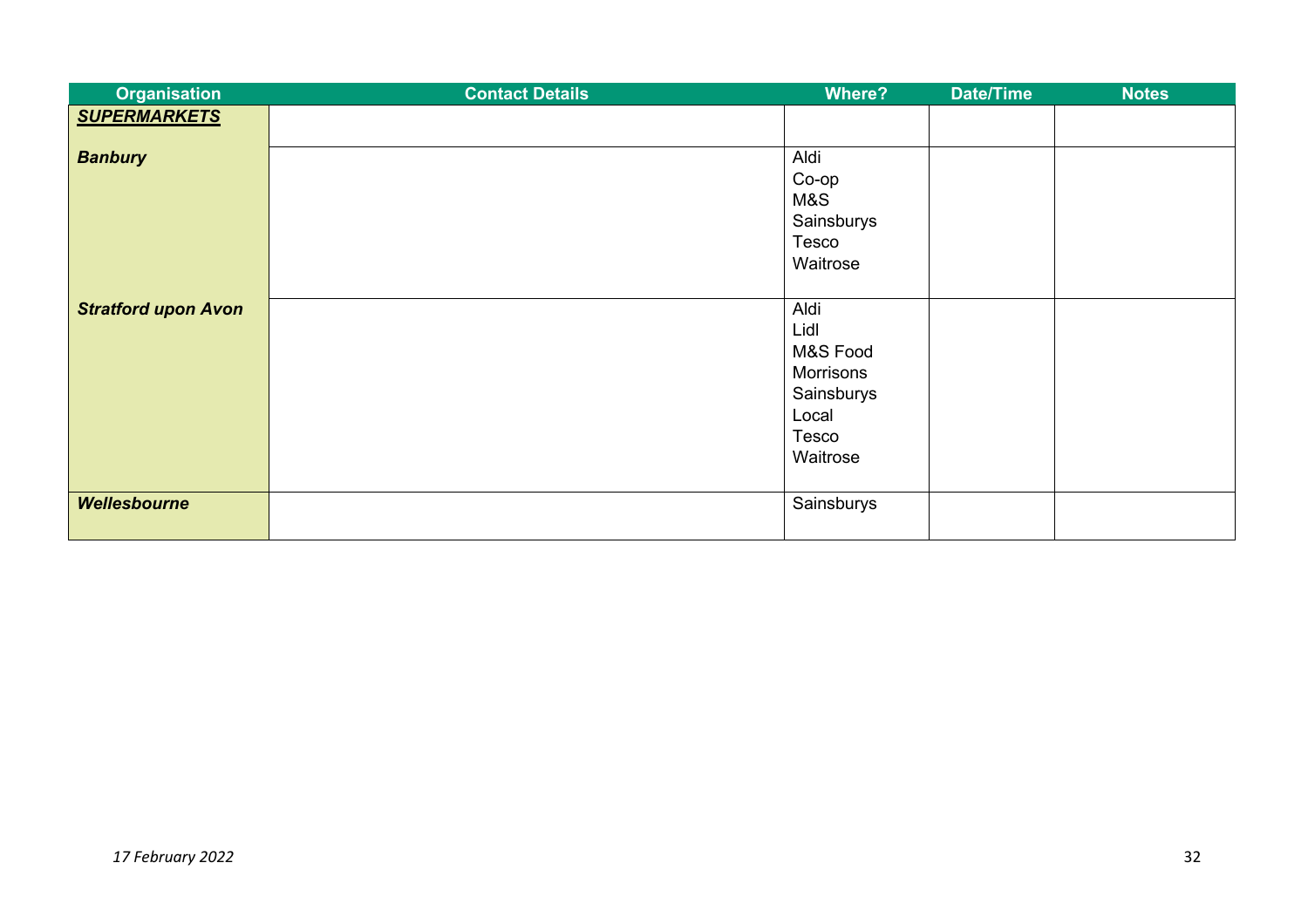| Organisation | Contact Details | Where? | Date/Time | Notes |
|---|---|---|---|---|
| ***SUPERMARKETS*** | | | | |
| ***Banbury*** | | Aldi<br>Co-op<br>M&S<br>Sainsburys<br>Tesco<br>Waitrose | | |
| ***Stratford upon Avon*** | | Aldi<br>Lidl<br>M&S Food<br>Morrisons<br>Sainsburys<br>Local<br>Tesco<br>Waitrose | | |
| ***Wellesbourne*** | | Sainsburys | | |

*17 February 2022*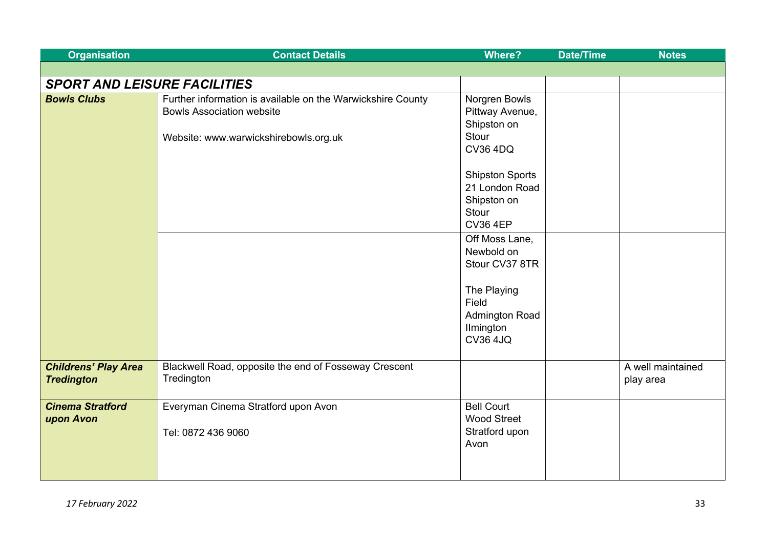| Organisation | Contact Details | Where? | Date/Time | Notes |
|---|---|---|---|---|
| | | | | |
| ***SPORT AND LEISURE FACILITIES*** | | | | |
| ***Bowls Clubs*** | Further information is available on the Warwickshire County Bowls Association website<br><br>Website: www.warwickshirebowls.org.uk | Norgren Bowls Pittway Avenue, Shipston on Stour CV36 4DQ<br><br>Shipston Sports 21 London Road Shipston on Stour CV36 4EP | | |
| | | Off Moss Lane, Newbold on Stour CV37 8TR<br><br>The Playing Field Admington Road Ilmington CV36 4JQ | | |
| ***Childrens' Play Area Tredington*** | Blackwell Road, opposite the end of Fosseway Crescent Tredington | | | A well maintained play area |
| ***Cinema Stratford upon Avon*** | Everyman Cinema Stratford upon Avon<br><br>Tel: 0872 436 9060 | Bell Court Wood Street Stratford upon Avon | | |

*17 February 2022*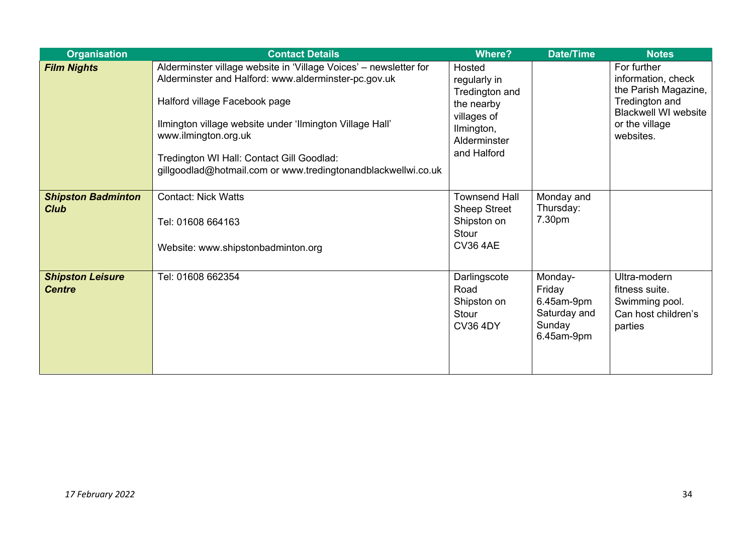| Organisation | Contact Details | Where? | Date/Time | Notes |
|---|---|---|---|---|
| ***Film Nights*** | Alderminster village website in 'Village Voices' – newsletter for Alderminster and Halford: www.alderminster-pc.gov.uk<br><br>Halford village Facebook page<br><br>Ilmington village website under 'Ilmington Village Hall' www.ilmington.org.uk<br><br>Tredington WI Hall: Contact Gill Goodlad: gillgoodlad@hotmail.com or www.tredingtonandblackwellwi.co.uk | Hosted regularly in Tredington and the nearby villages of Ilmington, Alderminster and Halford | | For further information, check the Parish Magazine, Tredington and Blackwell WI website or the village websites. |
| ***Shipston Badminton Club*** | Contact: Nick Watts<br><br>Tel: 01608 664163<br><br>Website: www.shipstonbadminton.org | Townsend Hall Sheep Street Shipston on Stour CV36 4AE | Monday and Thursday: 7.30pm | |
| ***Shipston Leisure Centre*** | Tel: 01608 662354 | Darlingscote Road Shipston on Stour CV36 4DY | Monday-Friday 6.45am-9pm Saturday and Sunday 6.45am-9pm | Ultra-modern fitness suite. Swimming pool. Can host children's parties |

*17 February 2022*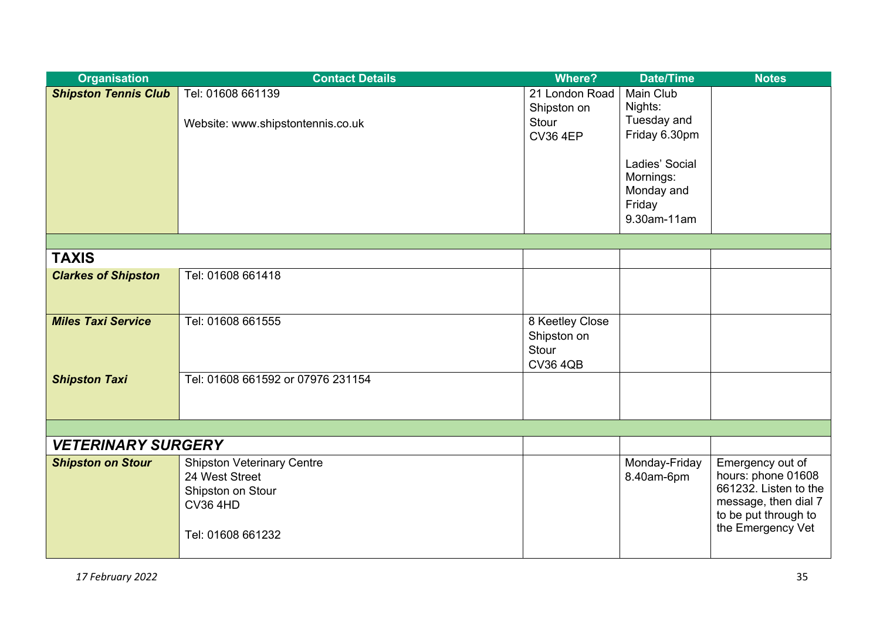| Organisation | Contact Details | Where? | Date/Time | Notes |
|---|---|---|---|---|
| ***Shipston Tennis Club*** | Tel: 01608 661139<br><br>Website: www.shipstontennis.co.uk | 21 London Road Shipston on Stour CV36 4EP | Main Club Nights: Tuesday and Friday 6.30pm<br><br>Ladies' Social Mornings: Monday and Friday 9.30am-11am | |
| | | | | |
| **TAXIS** | | | | |
| ***Clarkes of Shipston*** | Tel: 01608 661418 | | | |
| ***Miles Taxi Service*** | Tel: 01608 661555 | 8 Keetley Close Shipston on Stour CV36 4QB | | |
| ***Shipston Taxi*** | Tel: 01608 661592 or 07976 231154 | | | |
| | | | | |
| ***VETERINARY SURGERY*** | | | | |
| ***Shipston on Stour*** | Shipston Veterinary Centre<br>24 West Street<br>Shipston on Stour<br>CV36 4HD<br><br>Tel: 01608 661232 | | Monday-Friday 8.40am-6pm | Emergency out of hours: phone 01608 661232. Listen to the message, then dial 7 to be put through to the Emergency Vet |

*17 February 2022*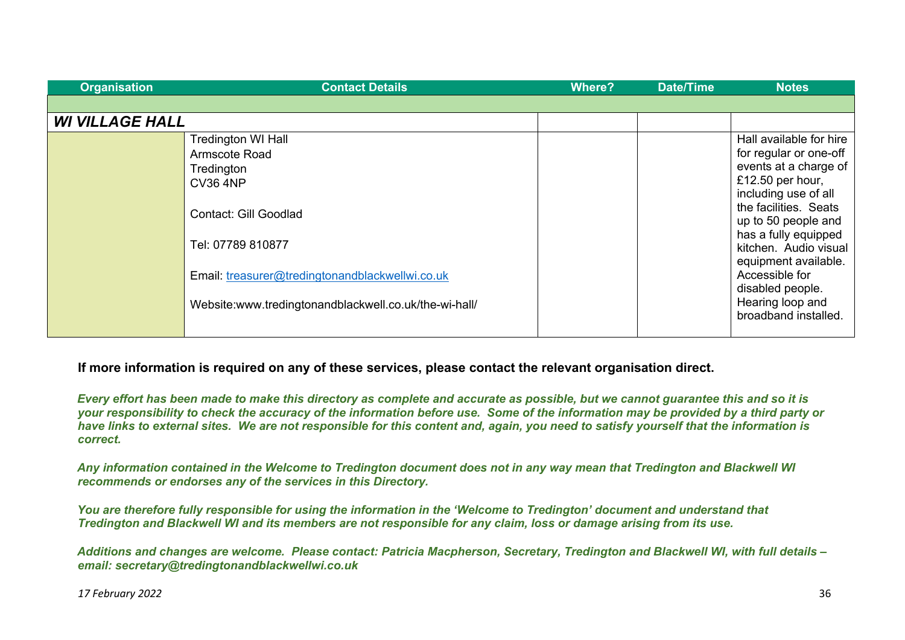| Organisation | Contact Details | Where? | Date/Time | Notes |
|---|---|---|---|---|
| | | | | |
| ***WI VILLAGE HALL*** | | | | |
| | Tredington WI Hall<br>Armscote Road<br>Tredington<br>CV36 4NP<br><br>Contact: Gill Goodlad<br><br>Tel: 07789 810877<br><br>Email: treasurer@tredingtonandblackwellwi.co.uk<br><br>Website:www.tredingtonandblackwell.co.uk/the-wi-hall/ | | | Hall available for hire for regular or one-off events at a charge of £12.50 per hour, including use of all the facilities. Seats up to 50 people and has a fully equipped kitchen. Audio visual equipment available. Accessible for disabled people. Hearing loop and broadband installed. |

**If more information is required on any of these services, please contact the relevant organisation direct.**

***Every effort has been made to make this directory as complete and accurate as possible, but we cannot guarantee this and so it is your responsibility to check the accuracy of the information before use. Some of the information may be provided by a third party or have links to external sites. We are not responsible for this content and, again, you need to satisfy yourself that the information is correct.***

***Any information contained in the Welcome to Tredington document does not in any way mean that Tredington and Blackwell WI recommends or endorses any of the services in this Directory.***

***You are therefore fully responsible for using the information in the 'Welcome to Tredington' document and understand that Tredington and Blackwell WI and its members are not responsible for any claim, loss or damage arising from its use.***

***Additions and changes are welcome. Please contact: Patricia Macpherson, Secretary, Tredington and Blackwell WI, with full details – email: secretary@tredingtonandblackwellwi.co.uk***

*17 February 2022*